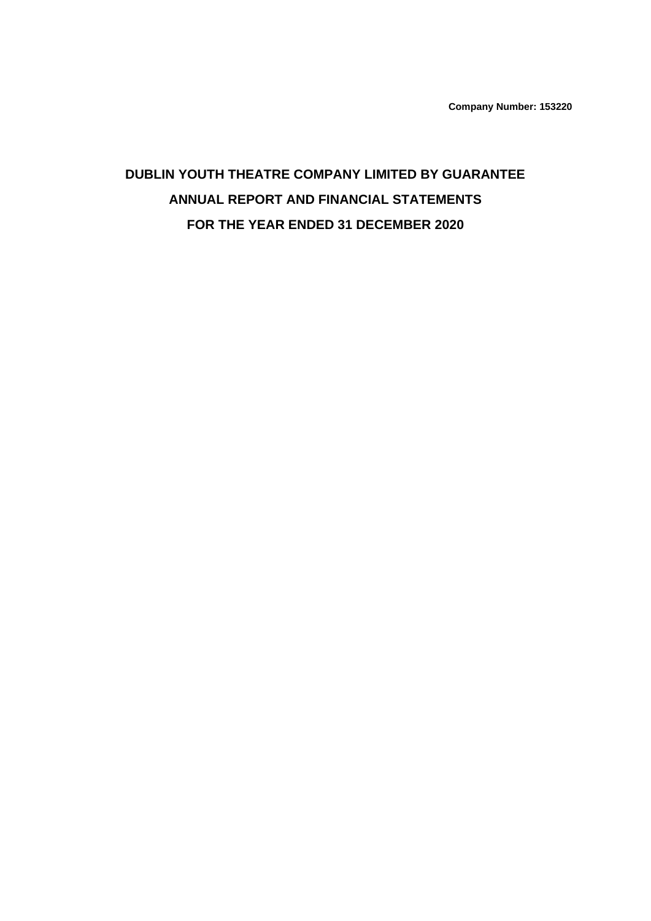**Company Number: 153220**

# DUBLIN YOUTH THEATRE COMPANY LIMITED BY GUARANTEE

# ANNUAL REPORT AND FINANCIAL STATEMENTS

# FOR THE YEAR ENDED 31 DECEMBER 2020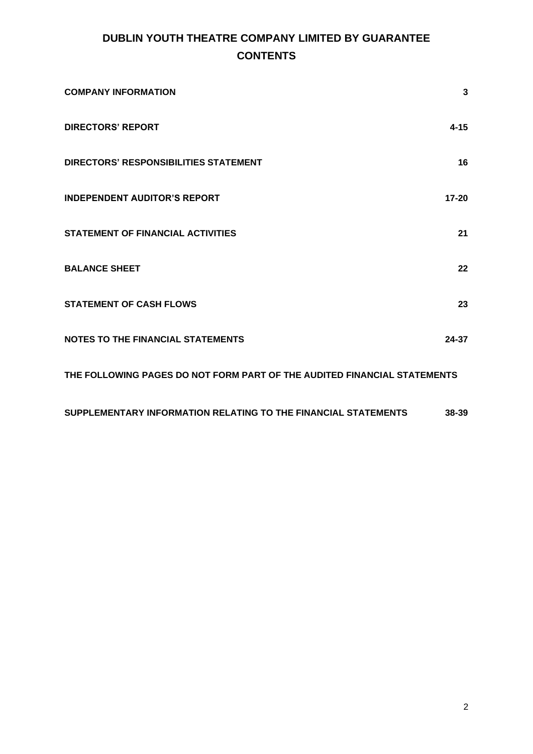# DUBLIN YOUTH THEATRE COMPANY LIMITED BY GUARANTEE

## CONTENTS

| | |
|---|---|
| **COMPANY INFORMATION** | **3** |
| **DIRECTORS' REPORT** | **4-15** |
| **DIRECTORS' RESPONSIBILITIES STATEMENT** | **16** |
| **INDEPENDENT AUDITOR'S REPORT** | **17-20** |
| **STATEMENT OF FINANCIAL ACTIVITIES** | **21** |
| **BALANCE SHEET** | **22** |
| **STATEMENT OF CASH FLOWS** | **23** |
| **NOTES TO THE FINANCIAL STATEMENTS** | **24-37** |

**THE FOLLOWING PAGES DO NOT FORM PART OF THE AUDITED FINANCIAL STATEMENTS**

| | |
|---|---|
| **SUPPLEMENTARY INFORMATION RELATING TO THE FINANCIAL STATEMENTS** | **38-39** |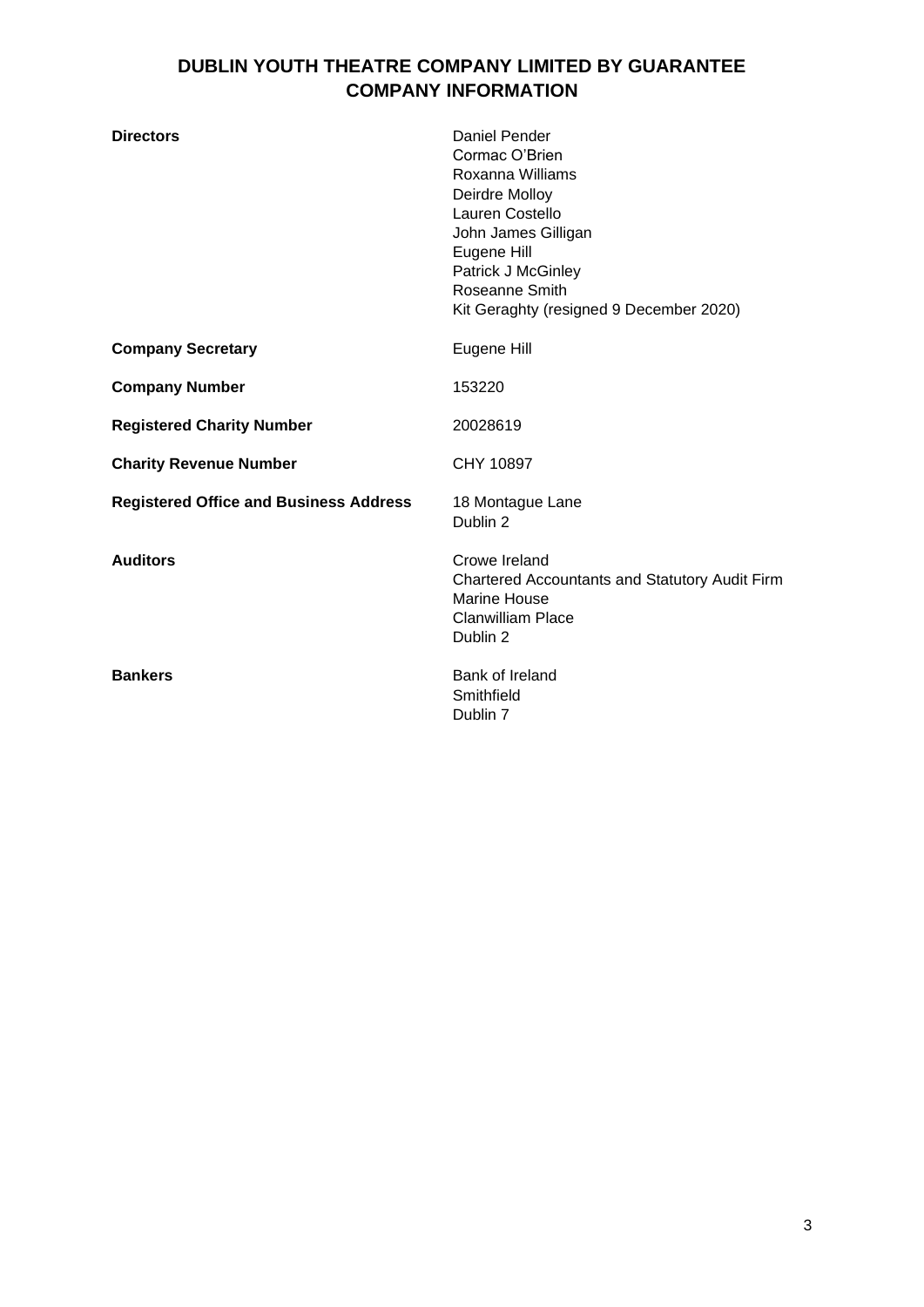# DUBLIN YOUTH THEATRE COMPANY LIMITED BY GUARANTEE
## COMPANY INFORMATION

| | |
|---|---|
| **Directors** | Daniel Pender<br>Cormac O'Brien<br>Roxanna Williams<br>Deirdre Molloy<br>Lauren Costello<br>John James Gilligan<br>Eugene Hill<br>Patrick J McGinley<br>Roseanne Smith<br>Kit Geraghty (resigned 9 December 2020) |
| **Company Secretary** | Eugene Hill |
| **Company Number** | 153220 |
| **Registered Charity Number** | 20028619 |
| **Charity Revenue Number** | CHY 10897 |
| **Registered Office and Business Address** | 18 Montague Lane<br>Dublin 2 |
| **Auditors** | Crowe Ireland<br>Chartered Accountants and Statutory Audit Firm<br>Marine House<br>Clanwilliam Place<br>Dublin 2 |
| **Bankers** | Bank of Ireland<br>Smithfield<br>Dublin 7 |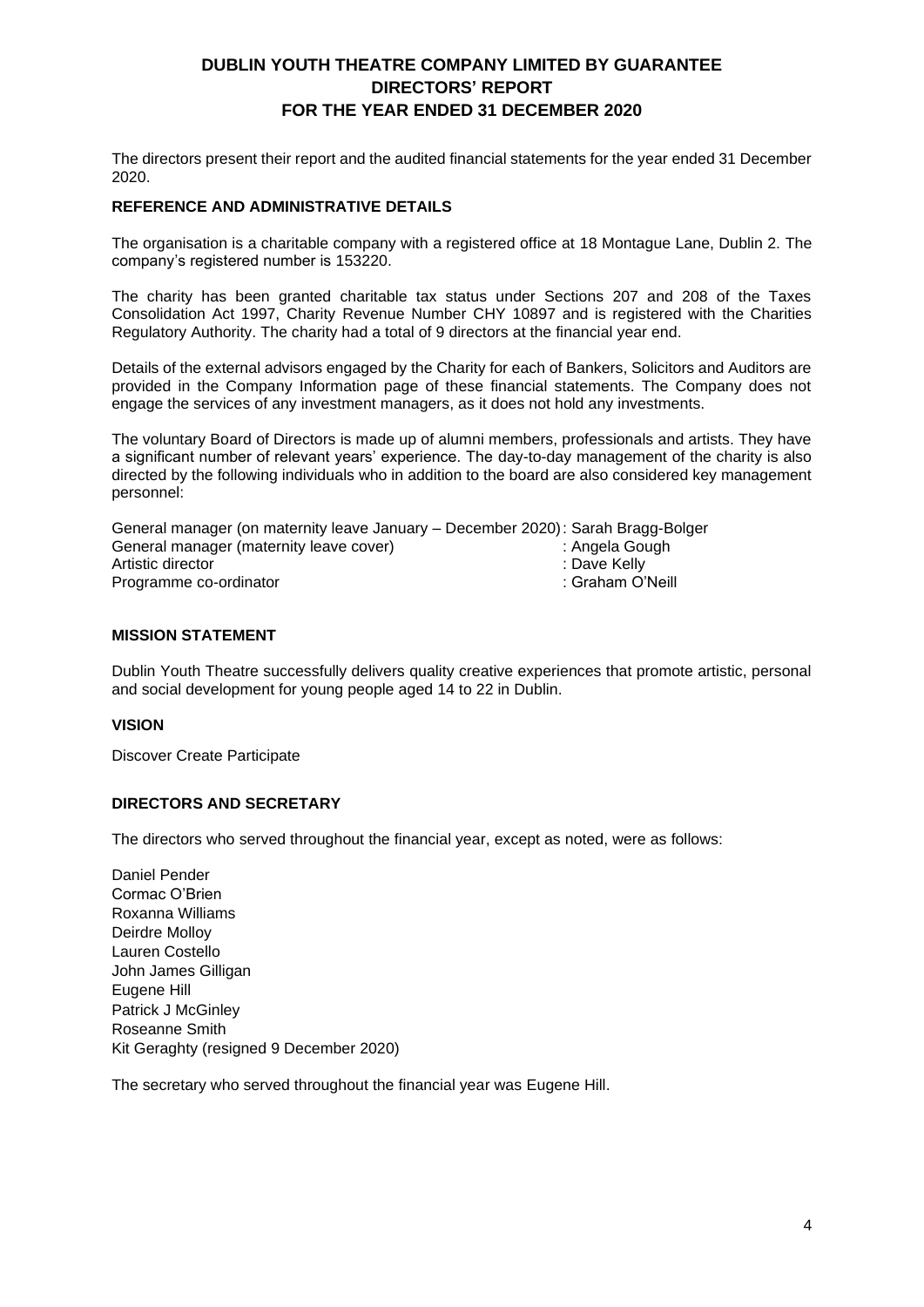# DUBLIN YOUTH THEATRE COMPANY LIMITED BY GUARANTEE
# DIRECTORS' REPORT
# FOR THE YEAR ENDED 31 DECEMBER 2020

The directors present their report and the audited financial statements for the year ended 31 December 2020.

## REFERENCE AND ADMINISTRATIVE DETAILS

The organisation is a charitable company with a registered office at 18 Montague Lane, Dublin 2. The company's registered number is 153220.

The charity has been granted charitable tax status under Sections 207 and 208 of the Taxes Consolidation Act 1997, Charity Revenue Number CHY 10897 and is registered with the Charities Regulatory Authority. The charity had a total of 9 directors at the financial year end.

Details of the external advisors engaged by the Charity for each of Bankers, Solicitors and Auditors are provided in the Company Information page of these financial statements. The Company does not engage the services of any investment managers, as it does not hold any investments.

The voluntary Board of Directors is made up of alumni members, professionals and artists. They have a significant number of relevant years' experience. The day-to-day management of the charity is also directed by the following individuals who in addition to the board are also considered key management personnel:

| | |
|---|---|
| General manager (on maternity leave January – December 2020) | : Sarah Bragg-Bolger |
| General manager (maternity leave cover) | : Angela Gough |
| Artistic director | : Dave Kelly |
| Programme co-ordinator | : Graham O'Neill |

## MISSION STATEMENT

Dublin Youth Theatre successfully delivers quality creative experiences that promote artistic, personal and social development for young people aged 14 to 22 in Dublin.

## VISION

Discover Create Participate

## DIRECTORS AND SECRETARY

The directors who served throughout the financial year, except as noted, were as follows:

Daniel Pender
Cormac O'Brien
Roxanna Williams
Deirdre Molloy
Lauren Costello
John James Gilligan
Eugene Hill
Patrick J McGinley
Roseanne Smith
Kit Geraghty (resigned 9 December 2020)

The secretary who served throughout the financial year was Eugene Hill.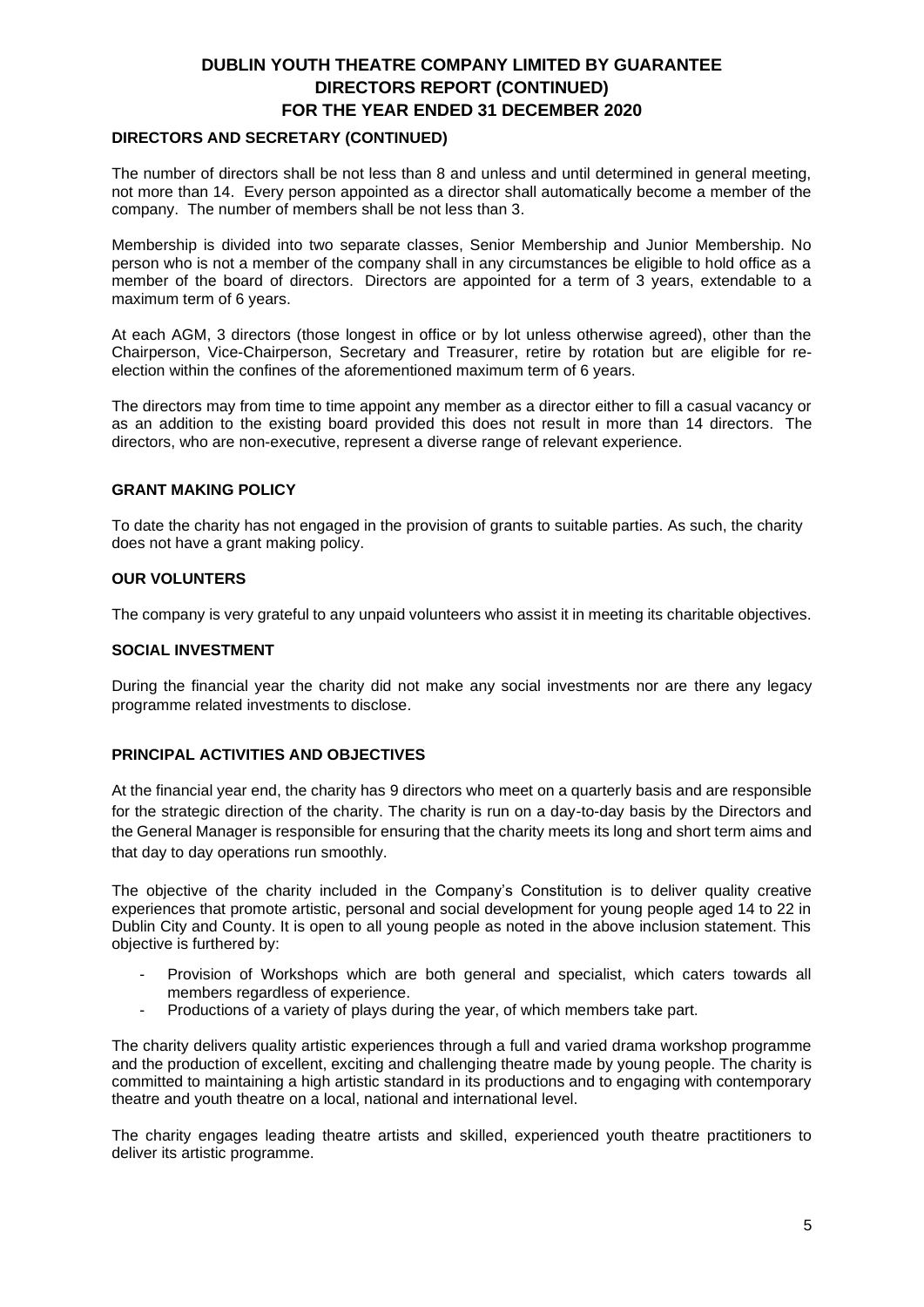## DIRECTORS AND SECRETARY (CONTINUED)

The number of directors shall be not less than 8 and unless and until determined in general meeting, not more than 14. Every person appointed as a director shall automatically become a member of the company. The number of members shall be not less than 3.

Membership is divided into two separate classes, Senior Membership and Junior Membership. No person who is not a member of the company shall in any circumstances be eligible to hold office as a member of the board of directors. Directors are appointed for a term of 3 years, extendable to a maximum term of 6 years.

At each AGM, 3 directors (those longest in office or by lot unless otherwise agreed), other than the Chairperson, Vice-Chairperson, Secretary and Treasurer, retire by rotation but are eligible for re-election within the confines of the aforementioned maximum term of 6 years.

The directors may from time to time appoint any member as a director either to fill a casual vacancy or as an addition to the existing board provided this does not result in more than 14 directors. The directors, who are non-executive, represent a diverse range of relevant experience.

## GRANT MAKING POLICY

To date the charity has not engaged in the provision of grants to suitable parties. As such, the charity does not have a grant making policy.

## OUR VOLUNTEERS

The company is very grateful to any unpaid volunteers who assist it in meeting its charitable objectives.

## SOCIAL INVESTMENT

During the financial year the charity did not make any social investments nor are there any legacy programme related investments to disclose.

## PRINCIPAL ACTIVITIES AND OBJECTIVES

At the financial year end, the charity has 9 directors who meet on a quarterly basis and are responsible for the strategic direction of the charity. The charity is run on a day-to-day basis by the Directors and the General Manager is responsible for ensuring that the charity meets its long and short term aims and that day to day operations run smoothly.

The objective of the charity included in the Company's Constitution is to deliver quality creative experiences that promote artistic, personal and social development for young people aged 14 to 22 in Dublin City and County. It is open to all young people as noted in the above inclusion statement. This objective is furthered by:

- Provision of Workshops which are both general and specialist, which caters towards all members regardless of experience.
- Productions of a variety of plays during the year, of which members take part.

The charity delivers quality artistic experiences through a full and varied drama workshop programme and the production of excellent, exciting and challenging theatre made by young people. The charity is committed to maintaining a high artistic standard in its productions and to engaging with contemporary theatre and youth theatre on a local, national and international level.

The charity engages leading theatre artists and skilled, experienced youth theatre practitioners to deliver its artistic programme.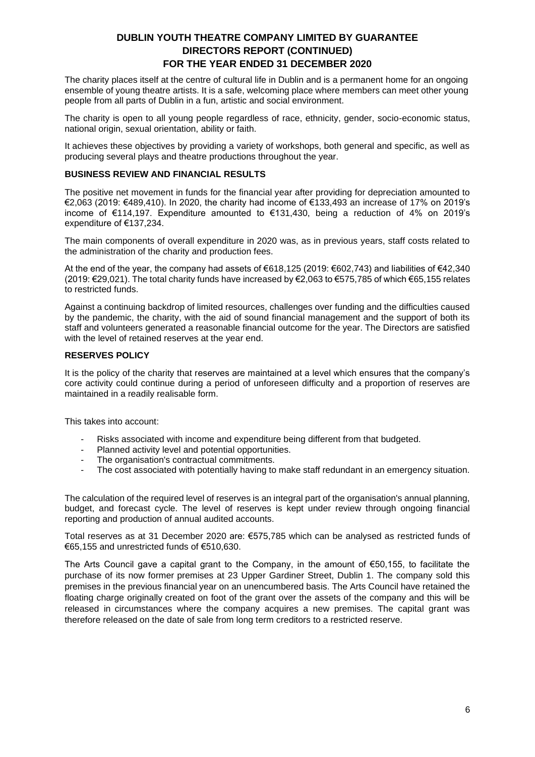# DUBLIN YOUTH THEATRE COMPANY LIMITED BY GUARANTEE
## DIRECTORS REPORT (CONTINUED)
## FOR THE YEAR ENDED 31 DECEMBER 2020

The charity places itself at the centre of cultural life in Dublin and is a permanent home for an ongoing ensemble of young theatre artists. It is a safe, welcoming place where members can meet other young people from all parts of Dublin in a fun, artistic and social environment.

The charity is open to all young people regardless of race, ethnicity, gender, socio-economic status, national origin, sexual orientation, ability or faith.

It achieves these objectives by providing a variety of workshops, both general and specific, as well as producing several plays and theatre productions throughout the year.

### BUSINESS REVIEW AND FINANCIAL RESULTS

The positive net movement in funds for the financial year after providing for depreciation amounted to €2,063 (2019: €489,410). In 2020, the charity had income of €133,493 an increase of 17% on 2019's income of €114,197. Expenditure amounted to €131,430, being a reduction of 4% on 2019's expenditure of €137,234.

The main components of overall expenditure in 2020 was, as in previous years, staff costs related to the administration of the charity and production fees.

At the end of the year, the company had assets of €618,125 (2019: €602,743) and liabilities of €42,340 (2019: €29,021). The total charity funds have increased by €2,063 to €575,785 of which €65,155 relates to restricted funds.

Against a continuing backdrop of limited resources, challenges over funding and the difficulties caused by the pandemic, the charity, with the aid of sound financial management and the support of both its staff and volunteers generated a reasonable financial outcome for the year. The Directors are satisfied with the level of retained reserves at the year end.

### RESERVES POLICY

It is the policy of the charity that reserves are maintained at a level which ensures that the company's core activity could continue during a period of unforeseen difficulty and a proportion of reserves are maintained in a readily realisable form.

This takes into account:

- Risks associated with income and expenditure being different from that budgeted.
- Planned activity level and potential opportunities.
- The organisation's contractual commitments.
- The cost associated with potentially having to make staff redundant in an emergency situation.

The calculation of the required level of reserves is an integral part of the organisation's annual planning, budget, and forecast cycle. The level of reserves is kept under review through ongoing financial reporting and production of annual audited accounts.

Total reserves as at 31 December 2020 are: €575,785 which can be analysed as restricted funds of €65,155 and unrestricted funds of €510,630.

The Arts Council gave a capital grant to the Company, in the amount of €50,155, to facilitate the purchase of its now former premises at 23 Upper Gardiner Street, Dublin 1. The company sold this premises in the previous financial year on an unencumbered basis. The Arts Council have retained the floating charge originally created on foot of the grant over the assets of the company and this will be released in circumstances where the company acquires a new premises. The capital grant was therefore released on the date of sale from long term creditors to a restricted reserve.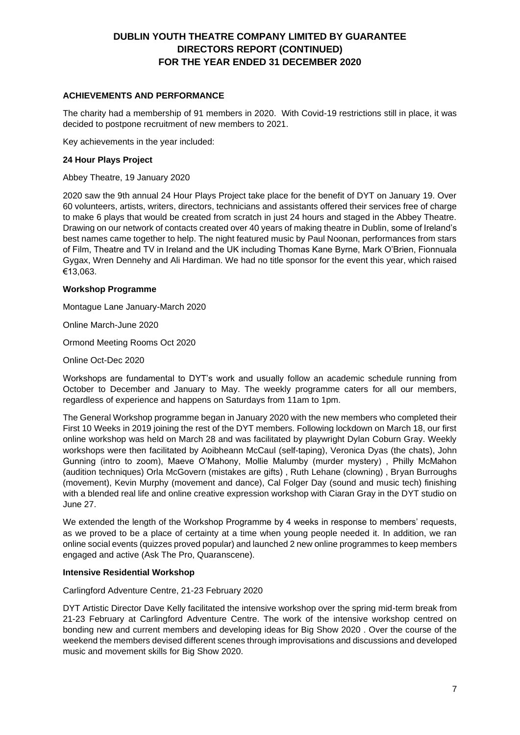## ACHIEVEMENTS AND PERFORMANCE

The charity had a membership of 91 members in 2020. With Covid-19 restrictions still in place, it was decided to postpone recruitment of new members to 2021.

Key achievements in the year included:

### 24 Hour Plays Project

Abbey Theatre, 19 January 2020

2020 saw the 9th annual 24 Hour Plays Project take place for the benefit of DYT on January 19. Over 60 volunteers, artists, writers, directors, technicians and assistants offered their services free of charge to make 6 plays that would be created from scratch in just 24 hours and staged in the Abbey Theatre. Drawing on our network of contacts created over 40 years of making theatre in Dublin, some of Ireland's best names came together to help. The night featured music by Paul Noonan, performances from stars of Film, Theatre and TV in Ireland and the UK including Thomas Kane Byrne, Mark O'Brien, Fionnuala Gygax, Wren Dennehy and Ali Hardiman. We had no title sponsor for the event this year, which raised €13,063.

### Workshop Programme

Montague Lane January-March 2020

Online March-June 2020

Ormond Meeting Rooms Oct 2020

Online Oct-Dec 2020

Workshops are fundamental to DYT's work and usually follow an academic schedule running from October to December and January to May. The weekly programme caters for all our members, regardless of experience and happens on Saturdays from 11am to 1pm.

The General Workshop programme began in January 2020 with the new members who completed their First 10 Weeks in 2019 joining the rest of the DYT members. Following lockdown on March 18, our first online workshop was held on March 28 and was facilitated by playwright Dylan Coburn Gray. Weekly workshops were then facilitated by Aoibheann McCaul (self-taping), Veronica Dyas (the chats), John Gunning (intro to zoom), Maeve O'Mahony, Mollie Malumby (murder mystery) , Philly McMahon (audition techniques) Orla McGovern (mistakes are gifts) , Ruth Lehane (clowning) , Bryan Burroughs (movement), Kevin Murphy (movement and dance), Cal Folger Day (sound and music tech) finishing with a blended real life and online creative expression workshop with Ciaran Gray in the DYT studio on June 27.

We extended the length of the Workshop Programme by 4 weeks in response to members' requests, as we proved to be a place of certainty at a time when young people needed it. In addition, we ran online social events (quizzes proved popular) and launched 2 new online programmes to keep members engaged and active (Ask The Pro, Quaranscene).

### Intensive Residential Workshop

Carlingford Adventure Centre, 21-23 February 2020

DYT Artistic Director Dave Kelly facilitated the intensive workshop over the spring mid-term break from 21-23 February at Carlingford Adventure Centre. The work of the intensive workshop centred on bonding new and current members and developing ideas for Big Show 2020 . Over the course of the weekend the members devised different scenes through improvisations and discussions and developed music and movement skills for Big Show 2020.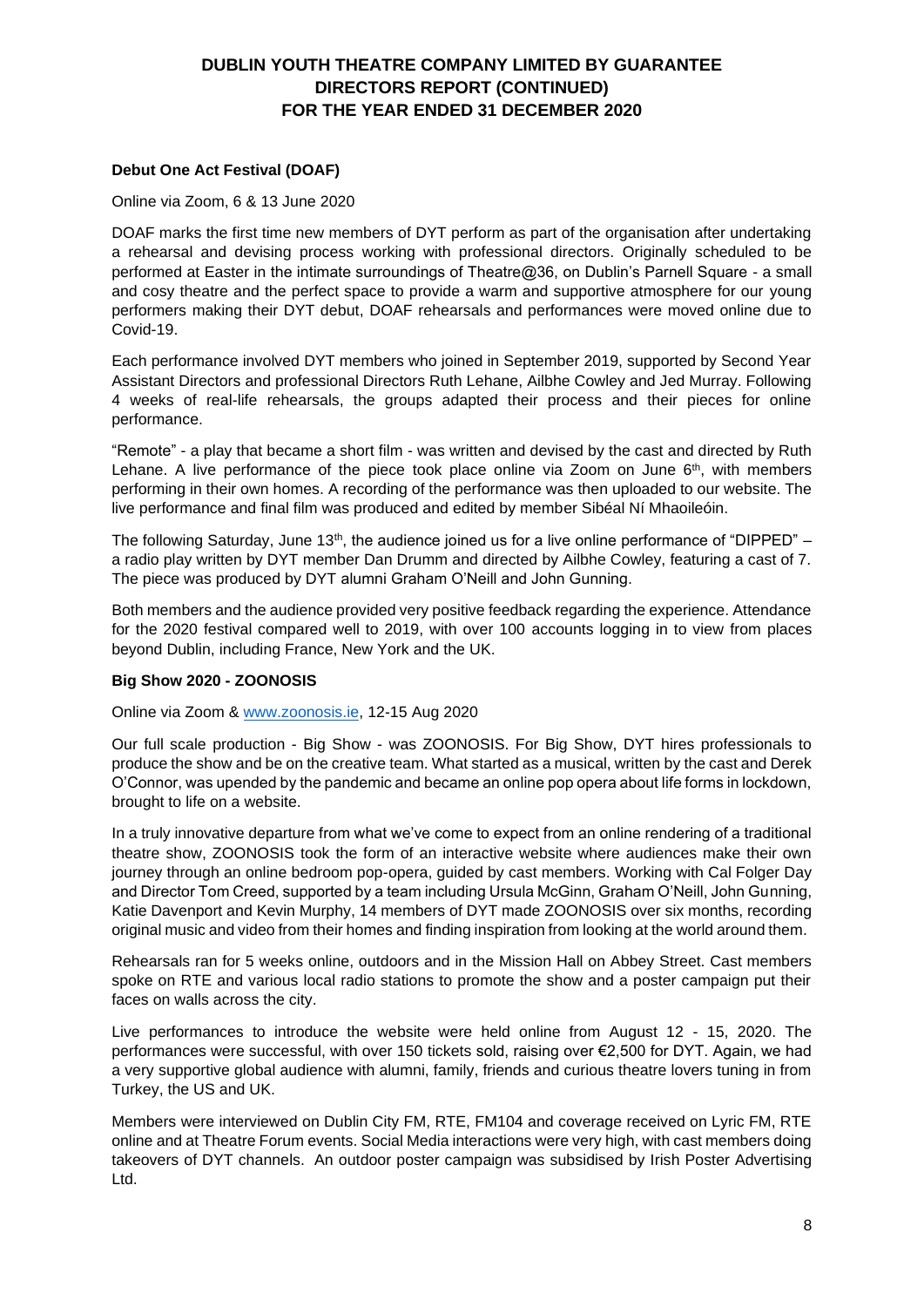#### Debut One Act Festival (DOAF)

Online via Zoom, 6 & 13 June 2020

DOAF marks the first time new members of DYT perform as part of the organisation after undertaking a rehearsal and devising process working with professional directors. Originally scheduled to be performed at Easter in the intimate surroundings of Theatre@36, on Dublin's Parnell Square - a small and cosy theatre and the perfect space to provide a warm and supportive atmosphere for our young performers making their DYT debut, DOAF rehearsals and performances were moved online due to Covid-19.

Each performance involved DYT members who joined in September 2019, supported by Second Year Assistant Directors and professional Directors Ruth Lehane, Ailbhe Cowley and Jed Murray. Following 4 weeks of real-life rehearsals, the groups adapted their process and their pieces for online performance.

"Remote" - a play that became a short film - was written and devised by the cast and directed by Ruth Lehane. A live performance of the piece took place online via Zoom on June 6th, with members performing in their own homes. A recording of the performance was then uploaded to our website. The live performance and final film was produced and edited by member Sibéal Ní Mhaoileoín.

The following Saturday, June 13th, the audience joined us for a live online performance of "DIPPED" – a radio play written by DYT member Dan Drumm and directed by Ailbhe Cowley, featuring a cast of 7. The piece was produced by DYT alumni Graham O'Neill and John Gunning.

Both members and the audience provided very positive feedback regarding the experience. Attendance for the 2020 festival compared well to 2019, with over 100 accounts logging in to view from places beyond Dublin, including France, New York and the UK.

#### Big Show 2020 - ZOONOSIS

Online via Zoom & www.zoonosis.ie, 12-15 Aug 2020

Our full scale production - Big Show - was ZOONOSIS. For Big Show, DYT hires professionals to produce the show and be on the creative team. What started as a musical, written by the cast and Derek O'Connor, was upended by the pandemic and became an online pop opera about life forms in lockdown, brought to life on a website.

In a truly innovative departure from what we've come to expect from an online rendering of a traditional theatre show, ZOONOSIS took the form of an interactive website where audiences make their own journey through an online bedroom pop-opera, guided by cast members. Working with Cal Folger Day and Director Tom Creed, supported by a team including Ursula McGinn, Graham O'Neill, John Gunning, Katie Davenport and Kevin Murphy, 14 members of DYT made ZOONOSIS over six months, recording original music and video from their homes and finding inspiration from looking at the world around them.

Rehearsals ran for 5 weeks online, outdoors and in the Mission Hall on Abbey Street. Cast members spoke on RTE and various local radio stations to promote the show and a poster campaign put their faces on walls across the city.

Live performances to introduce the website were held online from August 12 - 15, 2020. The performances were successful, with over 150 tickets sold, raising over €2,500 for DYT. Again, we had a very supportive global audience with alumni, family, friends and curious theatre lovers tuning in from Turkey, the US and UK.

Members were interviewed on Dublin City FM, RTE, FM104 and coverage received on Lyric FM, RTE online and at Theatre Forum events. Social Media interactions were very high, with cast members doing takeovers of DYT channels. An outdoor poster campaign was subsidised by Irish Poster Advertising Ltd.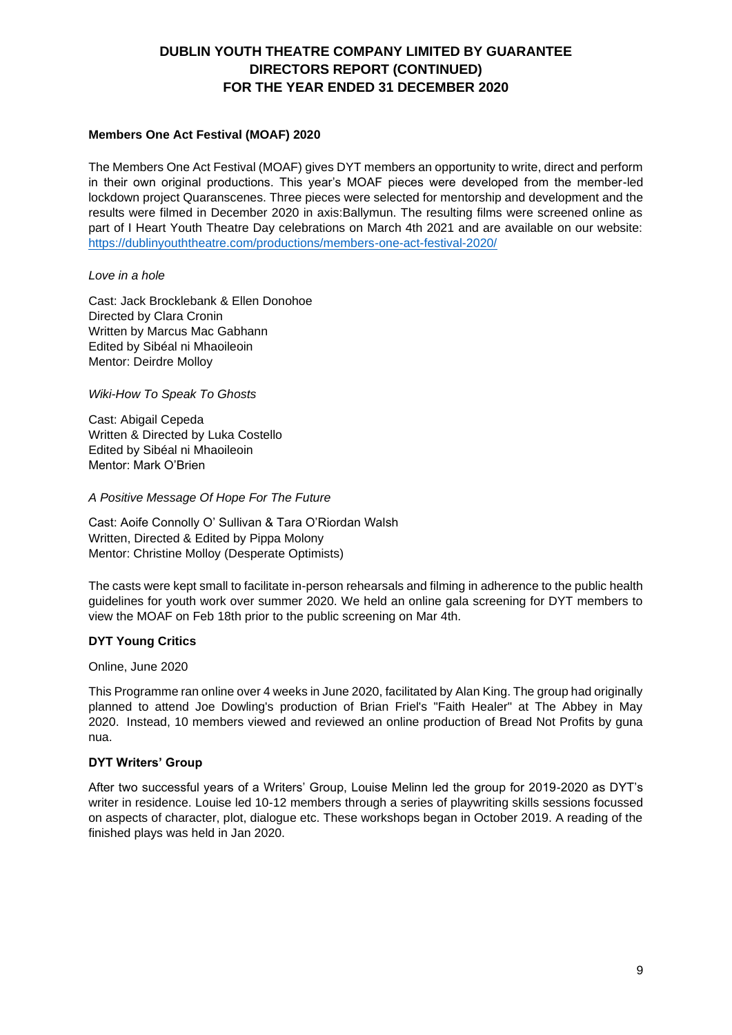## Members One Act Festival (MOAF) 2020

The Members One Act Festival (MOAF) gives DYT members an opportunity to write, direct and perform in their own original productions. This year's MOAF pieces were developed from the member-led lockdown project Quaranscenes. Three pieces were selected for mentorship and development and the results were filmed in December 2020 in axis:Ballymun. The resulting films were screened online as part of I Heart Youth Theatre Day celebrations on March 4th 2021 and are available on our website: https://dublinyouththeatre.com/productions/members-one-act-festival-2020/

*Love in a hole*

Cast: Jack Brocklebank & Ellen Donohoe
Directed by Clara Cronin
Written by Marcus Mac Gabhann
Edited by Sibéal ni Mhaoileoin
Mentor: Deirdre Molloy

*Wiki-How To Speak To Ghosts*

Cast: Abigail Cepeda
Written & Directed by Luka Costello
Edited by Sibéal ni Mhaoileoin
Mentor: Mark O'Brien

*A Positive Message Of Hope For The Future*

Cast: Aoife Connolly O' Sullivan & Tara O'Riordan Walsh
Written, Directed & Edited by Pippa Molony
Mentor: Christine Molloy (Desperate Optimists)

The casts were kept small to facilitate in-person rehearsals and filming in adherence to the public health guidelines for youth work over summer 2020. We held an online gala screening for DYT members to view the MOAF on Feb 18th prior to the public screening on Mar 4th.

## DYT Young Critics

Online, June 2020

This Programme ran online over 4 weeks in June 2020, facilitated by Alan King. The group had originally planned to attend Joe Dowling's production of Brian Friel's "Faith Healer" at The Abbey in May 2020. Instead, 10 members viewed and reviewed an online production of Bread Not Profits by guna nua.

## DYT Writers' Group

After two successful years of a Writers' Group, Louise Melinn led the group for 2019-2020 as DYT's writer in residence. Louise led 10-12 members through a series of playwriting skills sessions focussed on aspects of character, plot, dialogue etc. These workshops began in October 2019. A reading of the finished plays was held in Jan 2020.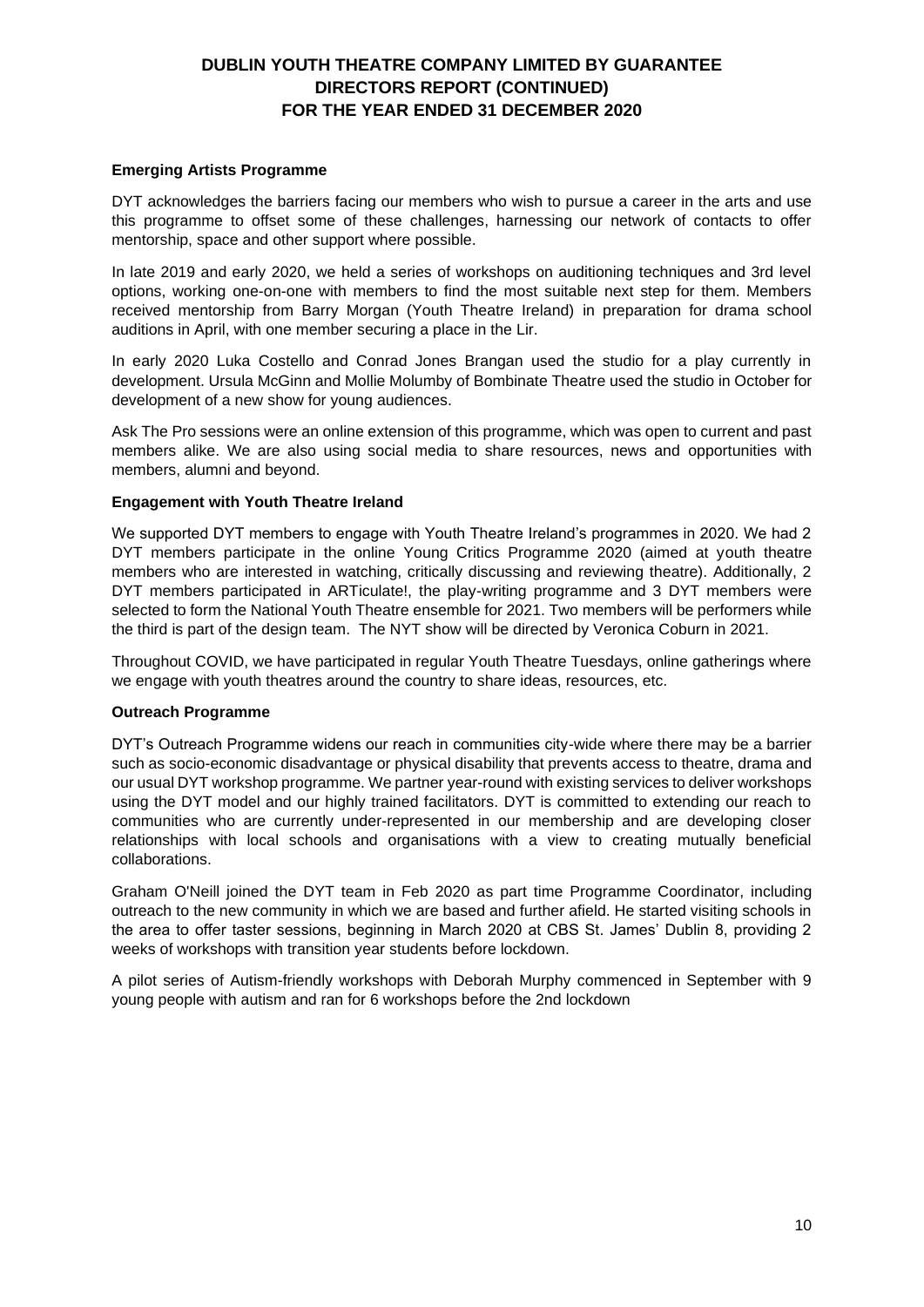# DUBLIN YOUTH THEATRE COMPANY LIMITED BY GUARANTEE
# DIRECTORS REPORT (CONTINUED)
# FOR THE YEAR ENDED 31 DECEMBER 2020

**Emerging Artists Programme**

DYT acknowledges the barriers facing our members who wish to pursue a career in the arts and use this programme to offset some of these challenges, harnessing our network of contacts to offer mentorship, space and other support where possible.

In late 2019 and early 2020, we held a series of workshops on auditioning techniques and 3rd level options, working one-on-one with members to find the most suitable next step for them. Members received mentorship from Barry Morgan (Youth Theatre Ireland) in preparation for drama school auditions in April, with one member securing a place in the Lir.

In early 2020 Luka Costello and Conrad Jones Brangan used the studio for a play currently in development. Ursula McGinn and Mollie Molumby of Bombinate Theatre used the studio in October for development of a new show for young audiences.

Ask The Pro sessions were an online extension of this programme, which was open to current and past members alike. We are also using social media to share resources, news and opportunities with members, alumni and beyond.

**Engagement with Youth Theatre Ireland**

We supported DYT members to engage with Youth Theatre Ireland's programmes in 2020. We had 2 DYT members participate in the online Young Critics Programme 2020 (aimed at youth theatre members who are interested in watching, critically discussing and reviewing theatre). Additionally, 2 DYT members participated in ARTiculate!, the play-writing programme and 3 DYT members were selected to form the National Youth Theatre ensemble for 2021. Two members will be performers while the third is part of the design team. The NYT show will be directed by Veronica Coburn in 2021.

Throughout COVID, we have participated in regular Youth Theatre Tuesdays, online gatherings where we engage with youth theatres around the country to share ideas, resources, etc.

**Outreach Programme**

DYT's Outreach Programme widens our reach in communities city-wide where there may be a barrier such as socio-economic disadvantage or physical disability that prevents access to theatre, drama and our usual DYT workshop programme. We partner year-round with existing services to deliver workshops using the DYT model and our highly trained facilitators. DYT is committed to extending our reach to communities who are currently under-represented in our membership and are developing closer relationships with local schools and organisations with a view to creating mutually beneficial collaborations.

Graham O'Neill joined the DYT team in Feb 2020 as part time Programme Coordinator, including outreach to the new community in which we are based and further afield. He started visiting schools in the area to offer taster sessions, beginning in March 2020 at CBS St. James' Dublin 8, providing 2 weeks of workshops with transition year students before lockdown.

A pilot series of Autism-friendly workshops with Deborah Murphy commenced in September with 9 young people with autism and ran for 6 workshops before the 2nd lockdown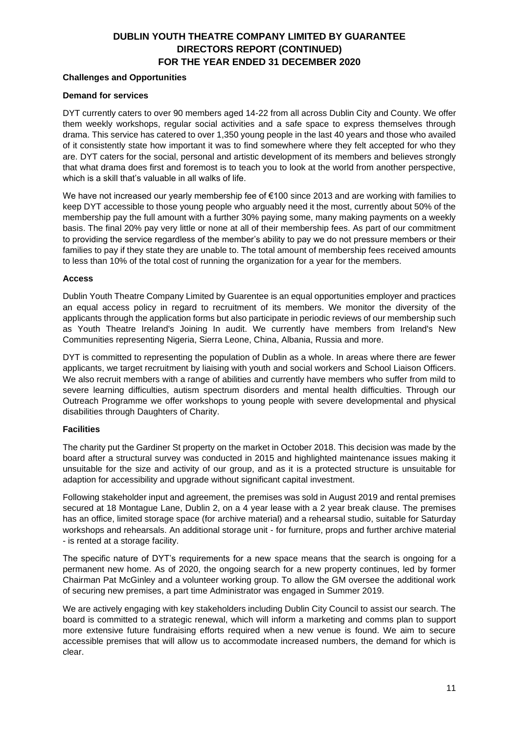# DUBLIN YOUTH THEATRE COMPANY LIMITED BY GUARANTEE
## DIRECTORS REPORT (CONTINUED)
## FOR THE YEAR ENDED 31 DECEMBER 2020

**Challenges and Opportunities**

**Demand for services**

DYT currently caters to over 90 members aged 14-22 from all across Dublin City and County. We offer them weekly workshops, regular social activities and a safe space to express themselves through drama. This service has catered to over 1,350 young people in the last 40 years and those who availed of it consistently state how important it was to find somewhere where they felt accepted for who they are. DYT caters for the social, personal and artistic development of its members and believes strongly that what drama does first and foremost is to teach you to look at the world from another perspective, which is a skill that's valuable in all walks of life.

We have not increased our yearly membership fee of €100 since 2013 and are working with families to keep DYT accessible to those young people who arguably need it the most, currently about 50% of the membership pay the full amount with a further 30% paying some, many making payments on a weekly basis. The final 20% pay very little or none at all of their membership fees. As part of our commitment to providing the service regardless of the member's ability to pay we do not pressure members or their families to pay if they state they are unable to. The total amount of membership fees received amounts to less than 10% of the total cost of running the organization for a year for the members.

**Access**

Dublin Youth Theatre Company Limited by Guarentee is an equal opportunities employer and practices an equal access policy in regard to recruitment of its members. We monitor the diversity of the applicants through the application forms but also participate in periodic reviews of our membership such as Youth Theatre Ireland's Joining In audit. We currently have members from Ireland's New Communities representing Nigeria, Sierra Leone, China, Albania, Russia and more.

DYT is committed to representing the population of Dublin as a whole. In areas where there are fewer applicants, we target recruitment by liaising with youth and social workers and School Liaison Officers. We also recruit members with a range of abilities and currently have members who suffer from mild to severe learning difficulties, autism spectrum disorders and mental health difficulties. Through our Outreach Programme we offer workshops to young people with severe developmental and physical disabilities through Daughters of Charity.

**Facilities**

The charity put the Gardiner St property on the market in October 2018. This decision was made by the board after a structural survey was conducted in 2015 and highlighted maintenance issues making it unsuitable for the size and activity of our group, and as it is a protected structure is unsuitable for adaption for accessibility and upgrade without significant capital investment.

Following stakeholder input and agreement, the premises was sold in August 2019 and rental premises secured at 18 Montague Lane, Dublin 2, on a 4 year lease with a 2 year break clause. The premises has an office, limited storage space (for archive material) and a rehearsal studio, suitable for Saturday workshops and rehearsals. An additional storage unit - for furniture, props and further archive material - is rented at a storage facility.

The specific nature of DYT's requirements for a new space means that the search is ongoing for a permanent new home. As of 2020, the ongoing search for a new property continues, led by former Chairman Pat McGinley and a volunteer working group. To allow the GM oversee the additional work of securing new premises, a part time Administrator was engaged in Summer 2019.

We are actively engaging with key stakeholders including Dublin City Council to assist our search. The board is committed to a strategic renewal, which will inform a marketing and comms plan to support more extensive future fundraising efforts required when a new venue is found. We aim to secure accessible premises that will allow us to accommodate increased numbers, the demand for which is clear.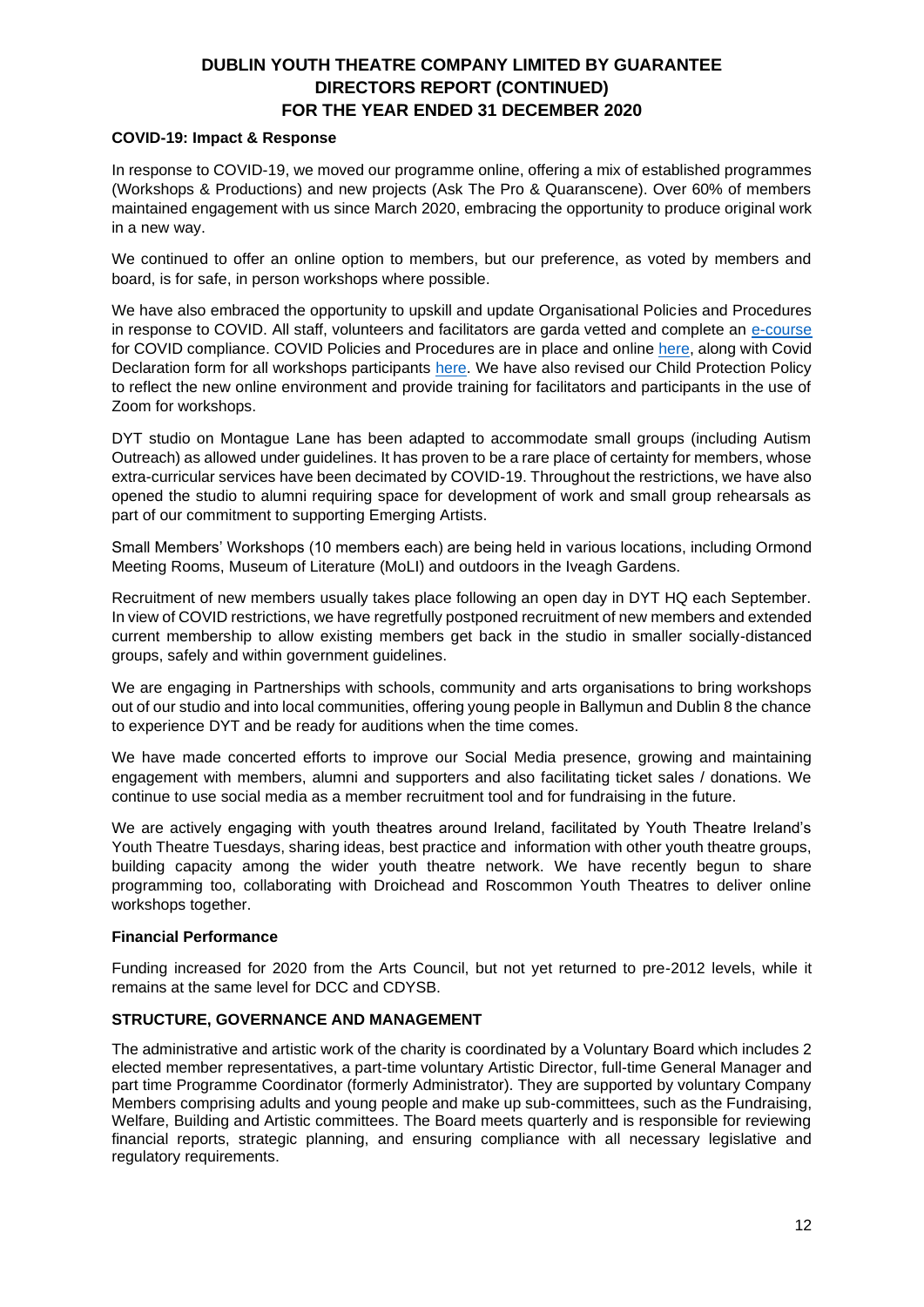**COVID-19: Impact & Response**

In response to COVID-19, we moved our programme online, offering a mix of established programmes (Workshops & Productions) and new projects (Ask The Pro & Quaranscene). Over 60% of members maintained engagement with us since March 2020, embracing the opportunity to produce original work in a new way.

We continued to offer an online option to members, but our preference, as voted by members and board, is for safe, in person workshops where possible.

We have also embraced the opportunity to upskill and update Organisational Policies and Procedures in response to COVID. All staff, volunteers and facilitators are garda vetted and complete an e-course for COVID compliance. COVID Policies and Procedures are in place and online here, along with Covid Declaration form for all workshops participants here. We have also revised our Child Protection Policy to reflect the new online environment and provide training for facilitators and participants in the use of Zoom for workshops.

DYT studio on Montague Lane has been adapted to accommodate small groups (including Autism Outreach) as allowed under guidelines. It has proven to be a rare place of certainty for members, whose extra-curricular services have been decimated by COVID-19. Throughout the restrictions, we have also opened the studio to alumni requiring space for development of work and small group rehearsals as part of our commitment to supporting Emerging Artists.

Small Members' Workshops (10 members each) are being held in various locations, including Ormond Meeting Rooms, Museum of Literature (MoLI) and outdoors in the Iveagh Gardens.

Recruitment of new members usually takes place following an open day in DYT HQ each September. In view of COVID restrictions, we have regretfully postponed recruitment of new members and extended current membership to allow existing members get back in the studio in smaller socially-distanced groups, safely and within government guidelines.

We are engaging in Partnerships with schools, community and arts organisations to bring workshops out of our studio and into local communities, offering young people in Ballymun and Dublin 8 the chance to experience DYT and be ready for auditions when the time comes.

We have made concerted efforts to improve our Social Media presence, growing and maintaining engagement with members, alumni and supporters and also facilitating ticket sales / donations. We continue to use social media as a member recruitment tool and for fundraising in the future.

We are actively engaging with youth theatres around Ireland, facilitated by Youth Theatre Ireland's Youth Theatre Tuesdays, sharing ideas, best practice and information with other youth theatre groups, building capacity among the wider youth theatre network. We have recently begun to share programming too, collaborating with Droichead and Roscommon Youth Theatres to deliver online workshops together.

**Financial Performance**

Funding increased for 2020 from the Arts Council, but not yet returned to pre-2012 levels, while it remains at the same level for DCC and CDYSB.

**STRUCTURE, GOVERNANCE AND MANAGEMENT**

The administrative and artistic work of the charity is coordinated by a Voluntary Board which includes 2 elected member representatives, a part-time voluntary Artistic Director, full-time General Manager and part time Programme Coordinator (formerly Administrator). They are supported by voluntary Company Members comprising adults and young people and make up sub-committees, such as the Fundraising, Welfare, Building and Artistic committees. The Board meets quarterly and is responsible for reviewing financial reports, strategic planning, and ensuring compliance with all necessary legislative and regulatory requirements.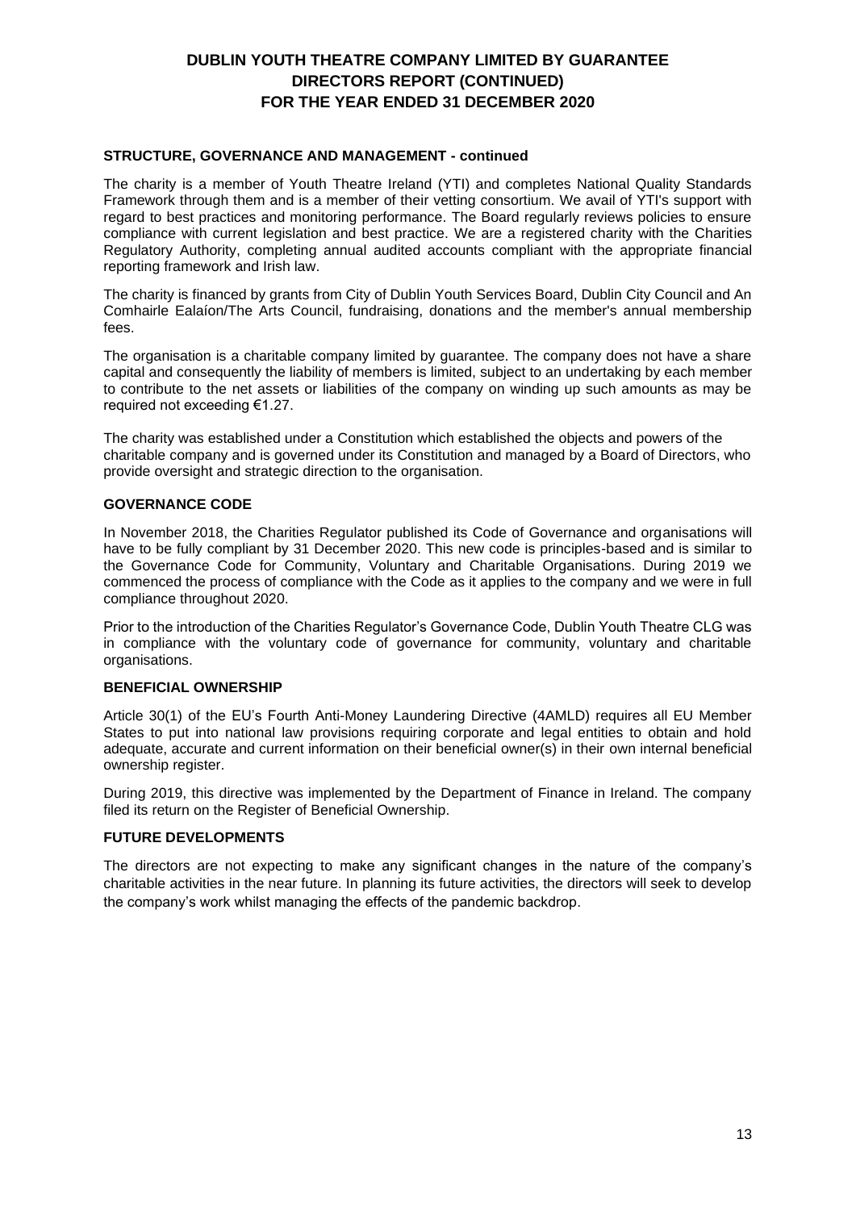## STRUCTURE, GOVERNANCE AND MANAGEMENT - continued

The charity is a member of Youth Theatre Ireland (YTI) and completes National Quality Standards Framework through them and is a member of their vetting consortium. We avail of YTI's support with regard to best practices and monitoring performance. The Board regularly reviews policies to ensure compliance with current legislation and best practice. We are a registered charity with the Charities Regulatory Authority, completing annual audited accounts compliant with the appropriate financial reporting framework and Irish law.

The charity is financed by grants from City of Dublin Youth Services Board, Dublin City Council and An Comhairle Ealaíon/The Arts Council, fundraising, donations and the member's annual membership fees.

The organisation is a charitable company limited by guarantee. The company does not have a share capital and consequently the liability of members is limited, subject to an undertaking by each member to contribute to the net assets or liabilities of the company on winding up such amounts as may be required not exceeding €1.27.

The charity was established under a Constitution which established the objects and powers of the charitable company and is governed under its Constitution and managed by a Board of Directors, who provide oversight and strategic direction to the organisation.

## GOVERNANCE CODE

In November 2018, the Charities Regulator published its Code of Governance and organisations will have to be fully compliant by 31 December 2020. This new code is principles-based and is similar to the Governance Code for Community, Voluntary and Charitable Organisations. During 2019 we commenced the process of compliance with the Code as it applies to the company and we were in full compliance throughout 2020.

Prior to the introduction of the Charities Regulator's Governance Code, Dublin Youth Theatre CLG was in compliance with the voluntary code of governance for community, voluntary and charitable organisations.

## BENEFICIAL OWNERSHIP

Article 30(1) of the EU's Fourth Anti-Money Laundering Directive (4AMLD) requires all EU Member States to put into national law provisions requiring corporate and legal entities to obtain and hold adequate, accurate and current information on their beneficial owner(s) in their own internal beneficial ownership register.

During 2019, this directive was implemented by the Department of Finance in Ireland. The company filed its return on the Register of Beneficial Ownership.

## FUTURE DEVELOPMENTS

The directors are not expecting to make any significant changes in the nature of the company's charitable activities in the near future. In planning its future activities, the directors will seek to develop the company's work whilst managing the effects of the pandemic backdrop.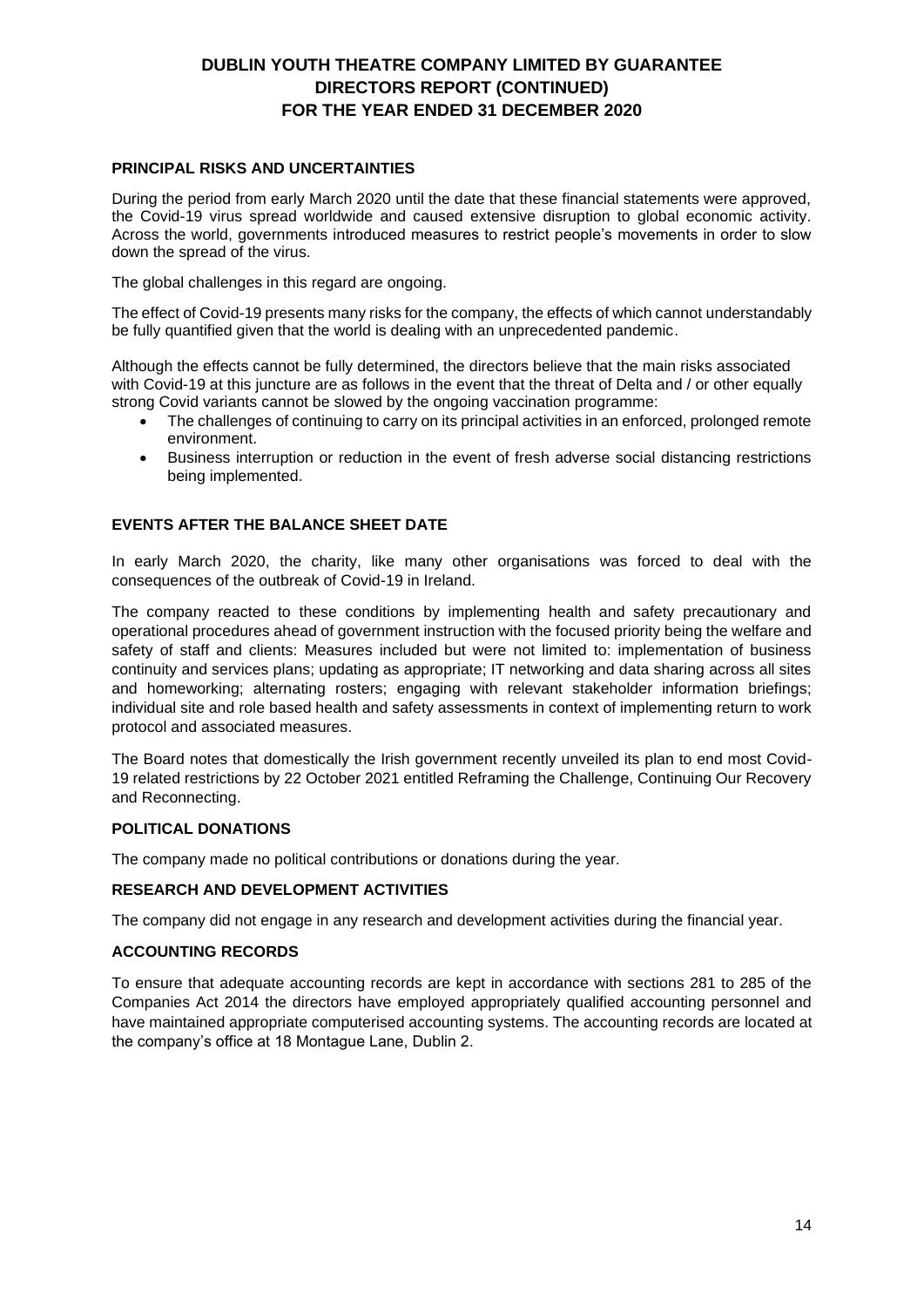# DUBLIN YOUTH THEATRE COMPANY LIMITED BY GUARANTEE
# DIRECTORS REPORT (CONTINUED)
# FOR THE YEAR ENDED 31 DECEMBER 2020

## PRINCIPAL RISKS AND UNCERTAINTIES

During the period from early March 2020 until the date that these financial statements were approved, the Covid-19 virus spread worldwide and caused extensive disruption to global economic activity. Across the world, governments introduced measures to restrict people's movements in order to slow down the spread of the virus.

The global challenges in this regard are ongoing.

The effect of Covid-19 presents many risks for the company, the effects of which cannot understandably be fully quantified given that the world is dealing with an unprecedented pandemic.

Although the effects cannot be fully determined, the directors believe that the main risks associated with Covid-19 at this juncture are as follows in the event that the threat of Delta and / or other equally strong Covid variants cannot be slowed by the ongoing vaccination programme:

- The challenges of continuing to carry on its principal activities in an enforced, prolonged remote environment.
- Business interruption or reduction in the event of fresh adverse social distancing restrictions being implemented.

## EVENTS AFTER THE BALANCE SHEET DATE

In early March 2020, the charity, like many other organisations was forced to deal with the consequences of the outbreak of Covid-19 in Ireland.

The company reacted to these conditions by implementing health and safety precautionary and operational procedures ahead of government instruction with the focused priority being the welfare and safety of staff and clients: Measures included but were not limited to: implementation of business continuity and services plans; updating as appropriate; IT networking and data sharing across all sites and homeworking; alternating rosters; engaging with relevant stakeholder information briefings; individual site and role based health and safety assessments in context of implementing return to work protocol and associated measures.

The Board notes that domestically the Irish government recently unveiled its plan to end most Covid-19 related restrictions by 22 October 2021 entitled Reframing the Challenge, Continuing Our Recovery and Reconnecting.

## POLITICAL DONATIONS

The company made no political contributions or donations during the year.

## RESEARCH AND DEVELOPMENT ACTIVITIES

The company did not engage in any research and development activities during the financial year.

## ACCOUNTING RECORDS

To ensure that adequate accounting records are kept in accordance with sections 281 to 285 of the Companies Act 2014 the directors have employed appropriately qualified accounting personnel and have maintained appropriate computerised accounting systems. The accounting records are located at the company's office at 18 Montague Lane, Dublin 2.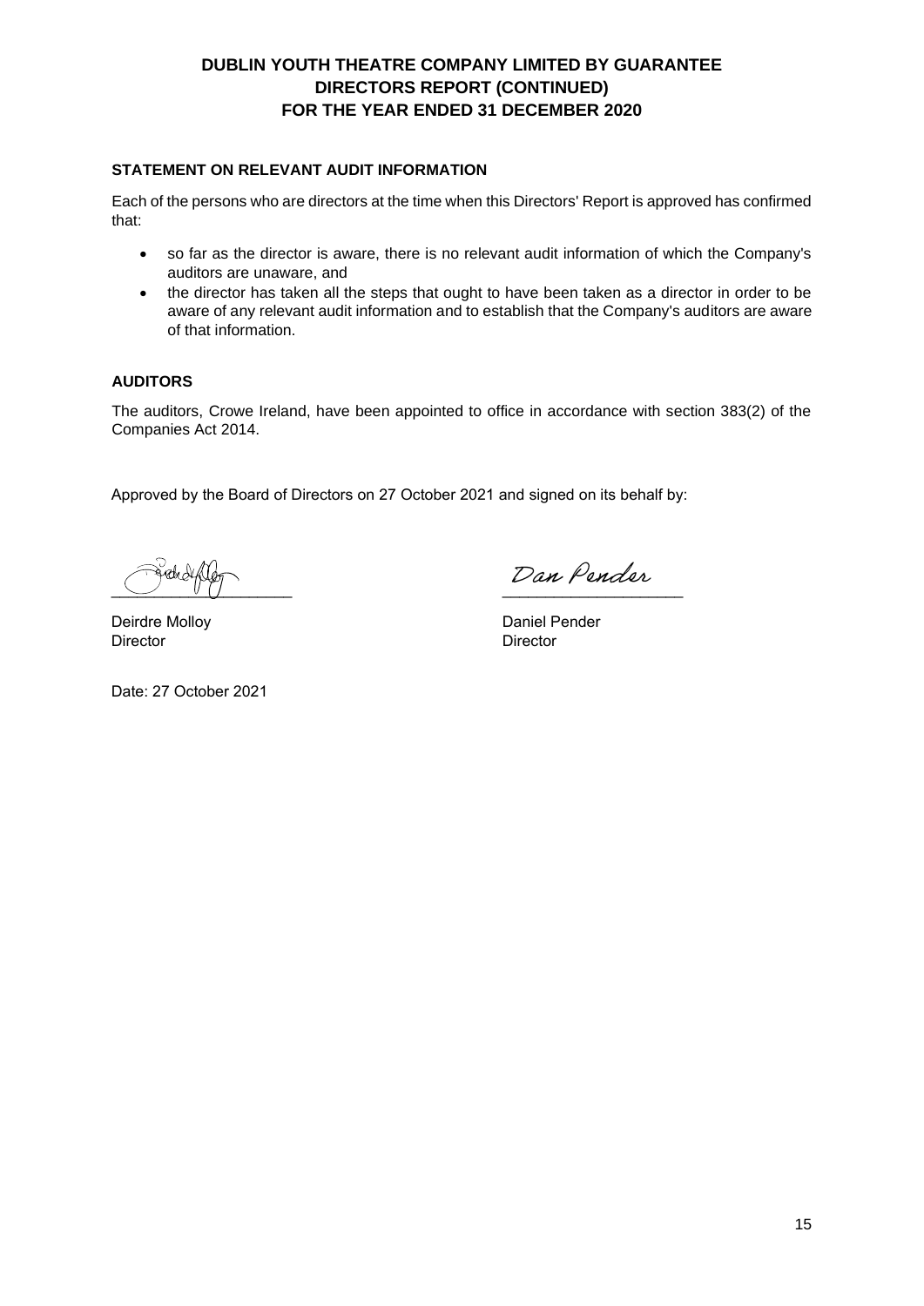# DUBLIN YOUTH THEATRE COMPANY LIMITED BY GUARANTEE
## DIRECTORS REPORT (CONTINUED)
## FOR THE YEAR ENDED 31 DECEMBER 2020

### STATEMENT ON RELEVANT AUDIT INFORMATION

Each of the persons who are directors at the time when this Directors' Report is approved has confirmed that:

- so far as the director is aware, there is no relevant audit information of which the Company's auditors are unaware, and
- the director has taken all the steps that ought to have been taken as a director in order to be aware of any relevant audit information and to establish that the Company's auditors are aware of that information.

### AUDITORS

The auditors, Crowe Ireland, have been appointed to office in accordance with section 383(2) of the Companies Act 2014.

Approved by the Board of Directors on 27 October 2021 and signed on its behalf by:

| | |
|---|---|
| ____________________ | Dan Pender ____________________ |
| Deirdre Molloy | Daniel Pender |
| Director | Director |

Date: 27 October 2021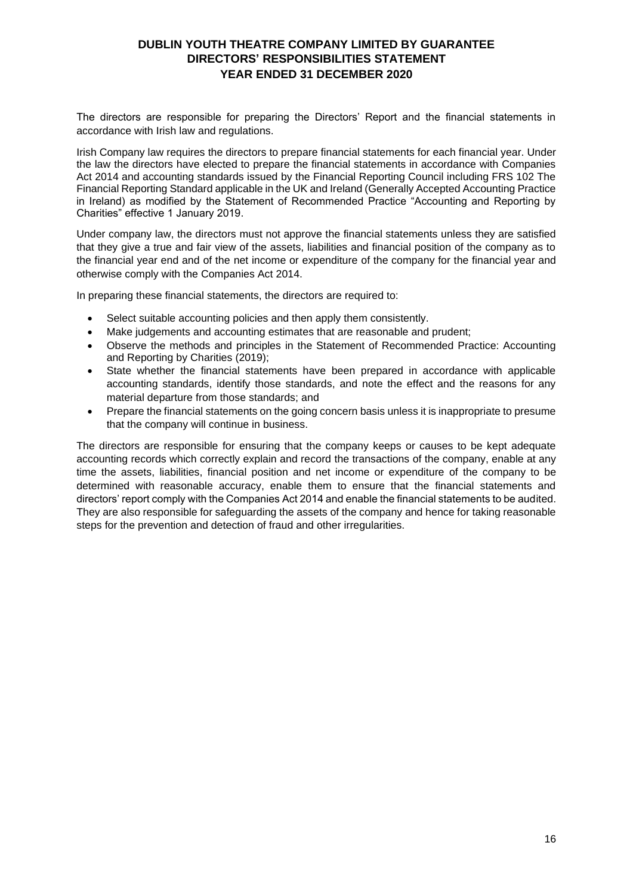# DUBLIN YOUTH THEATRE COMPANY LIMITED BY GUARANTEE
## DIRECTORS' RESPONSIBILITIES STATEMENT
## YEAR ENDED 31 DECEMBER 2020

The directors are responsible for preparing the Directors' Report and the financial statements in accordance with Irish law and regulations.

Irish Company law requires the directors to prepare financial statements for each financial year. Under the law the directors have elected to prepare the financial statements in accordance with Companies Act 2014 and accounting standards issued by the Financial Reporting Council including FRS 102 The Financial Reporting Standard applicable in the UK and Ireland (Generally Accepted Accounting Practice in Ireland) as modified by the Statement of Recommended Practice "Accounting and Reporting by Charities" effective 1 January 2019.

Under company law, the directors must not approve the financial statements unless they are satisfied that they give a true and fair view of the assets, liabilities and financial position of the company as to the financial year end and of the net income or expenditure of the company for the financial year and otherwise comply with the Companies Act 2014.

In preparing these financial statements, the directors are required to:

- Select suitable accounting policies and then apply them consistently.
- Make judgements and accounting estimates that are reasonable and prudent;
- Observe the methods and principles in the Statement of Recommended Practice: Accounting and Reporting by Charities (2019);
- State whether the financial statements have been prepared in accordance with applicable accounting standards, identify those standards, and note the effect and the reasons for any material departure from those standards; and
- Prepare the financial statements on the going concern basis unless it is inappropriate to presume that the company will continue in business.

The directors are responsible for ensuring that the company keeps or causes to be kept adequate accounting records which correctly explain and record the transactions of the company, enable at any time the assets, liabilities, financial position and net income or expenditure of the company to be determined with reasonable accuracy, enable them to ensure that the financial statements and directors' report comply with the Companies Act 2014 and enable the financial statements to be audited. They are also responsible for safeguarding the assets of the company and hence for taking reasonable steps for the prevention and detection of fraud and other irregularities.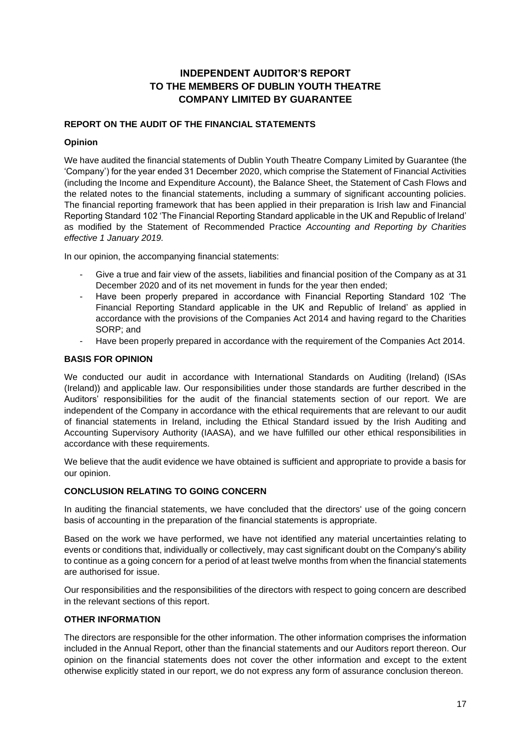# INDEPENDENT AUDITOR'S REPORT TO THE MEMBERS OF DUBLIN YOUTH THEATRE COMPANY LIMITED BY GUARANTEE

## REPORT ON THE AUDIT OF THE FINANCIAL STATEMENTS

### Opinion

We have audited the financial statements of Dublin Youth Theatre Company Limited by Guarantee (the 'Company') for the year ended 31 December 2020, which comprise the Statement of Financial Activities (including the Income and Expenditure Account), the Balance Sheet, the Statement of Cash Flows and the related notes to the financial statements, including a summary of significant accounting policies. The financial reporting framework that has been applied in their preparation is Irish law and Financial Reporting Standard 102 'The Financial Reporting Standard applicable in the UK and Republic of Ireland' as modified by the Statement of Recommended Practice *Accounting and Reporting by Charities effective 1 January 2019.*

In our opinion, the accompanying financial statements:

- Give a true and fair view of the assets, liabilities and financial position of the Company as at 31 December 2020 and of its net movement in funds for the year then ended;
- Have been properly prepared in accordance with Financial Reporting Standard 102 'The Financial Reporting Standard applicable in the UK and Republic of Ireland' as applied in accordance with the provisions of the Companies Act 2014 and having regard to the Charities SORP; and
- Have been properly prepared in accordance with the requirement of the Companies Act 2014.

### BASIS FOR OPINION

We conducted our audit in accordance with International Standards on Auditing (Ireland) (ISAs (Ireland)) and applicable law. Our responsibilities under those standards are further described in the Auditors' responsibilities for the audit of the financial statements section of our report. We are independent of the Company in accordance with the ethical requirements that are relevant to our audit of financial statements in Ireland, including the Ethical Standard issued by the Irish Auditing and Accounting Supervisory Authority (IAASA), and we have fulfilled our other ethical responsibilities in accordance with these requirements.

We believe that the audit evidence we have obtained is sufficient and appropriate to provide a basis for our opinion.

### CONCLUSION RELATING TO GOING CONCERN

In auditing the financial statements, we have concluded that the directors' use of the going concern basis of accounting in the preparation of the financial statements is appropriate.

Based on the work we have performed, we have not identified any material uncertainties relating to events or conditions that, individually or collectively, may cast significant doubt on the Company's ability to continue as a going concern for a period of at least twelve months from when the financial statements are authorised for issue.

Our responsibilities and the responsibilities of the directors with respect to going concern are described in the relevant sections of this report.

### OTHER INFORMATION

The directors are responsible for the other information. The other information comprises the information included in the Annual Report, other than the financial statements and our Auditors report thereon. Our opinion on the financial statements does not cover the other information and except to the extent otherwise explicitly stated in our report, we do not express any form of assurance conclusion thereon.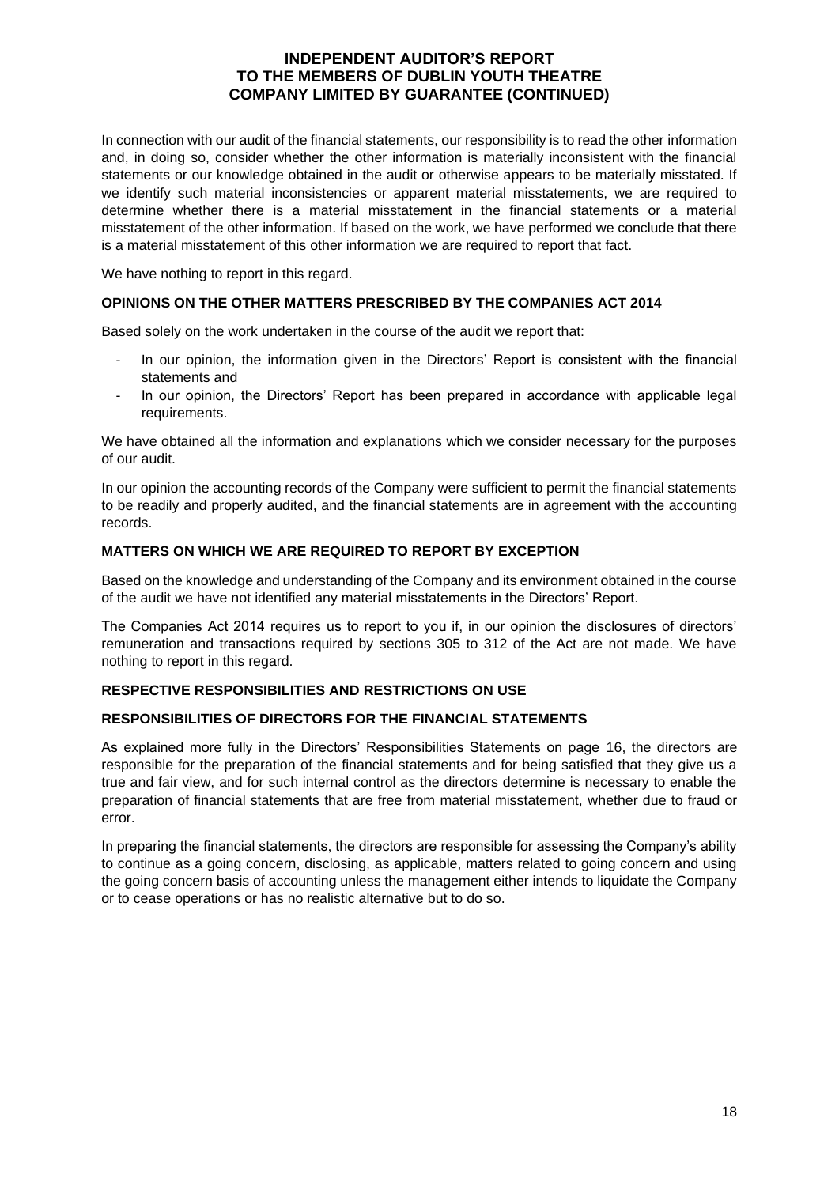## INDEPENDENT AUDITOR'S REPORT TO THE MEMBERS OF DUBLIN YOUTH THEATRE COMPANY LIMITED BY GUARANTEE (CONTINUED)

In connection with our audit of the financial statements, our responsibility is to read the other information and, in doing so, consider whether the other information is materially inconsistent with the financial statements or our knowledge obtained in the audit or otherwise appears to be materially misstated. If we identify such material inconsistencies or apparent material misstatements, we are required to determine whether there is a material misstatement in the financial statements or a material misstatement of the other information. If based on the work, we have performed we conclude that there is a material misstatement of this other information we are required to report that fact.

We have nothing to report in this regard.

### OPINIONS ON THE OTHER MATTERS PRESCRIBED BY THE COMPANIES ACT 2014

Based solely on the work undertaken in the course of the audit we report that:

- In our opinion, the information given in the Directors' Report is consistent with the financial statements and
- In our opinion, the Directors' Report has been prepared in accordance with applicable legal requirements.

We have obtained all the information and explanations which we consider necessary for the purposes of our audit.

In our opinion the accounting records of the Company were sufficient to permit the financial statements to be readily and properly audited, and the financial statements are in agreement with the accounting records.

### MATTERS ON WHICH WE ARE REQUIRED TO REPORT BY EXCEPTION

Based on the knowledge and understanding of the Company and its environment obtained in the course of the audit we have not identified any material misstatements in the Directors' Report.

The Companies Act 2014 requires us to report to you if, in our opinion the disclosures of directors' remuneration and transactions required by sections 305 to 312 of the Act are not made. We have nothing to report in this regard.

### RESPECTIVE RESPONSIBILITIES AND RESTRICTIONS ON USE

### RESPONSIBILITIES OF DIRECTORS FOR THE FINANCIAL STATEMENTS

As explained more fully in the Directors' Responsibilities Statements on page 16, the directors are responsible for the preparation of the financial statements and for being satisfied that they give us a true and fair view, and for such internal control as the directors determine is necessary to enable the preparation of financial statements that are free from material misstatement, whether due to fraud or error.

In preparing the financial statements, the directors are responsible for assessing the Company's ability to continue as a going concern, disclosing, as applicable, matters related to going concern and using the going concern basis of accounting unless the management either intends to liquidate the Company or to cease operations or has no realistic alternative but to do so.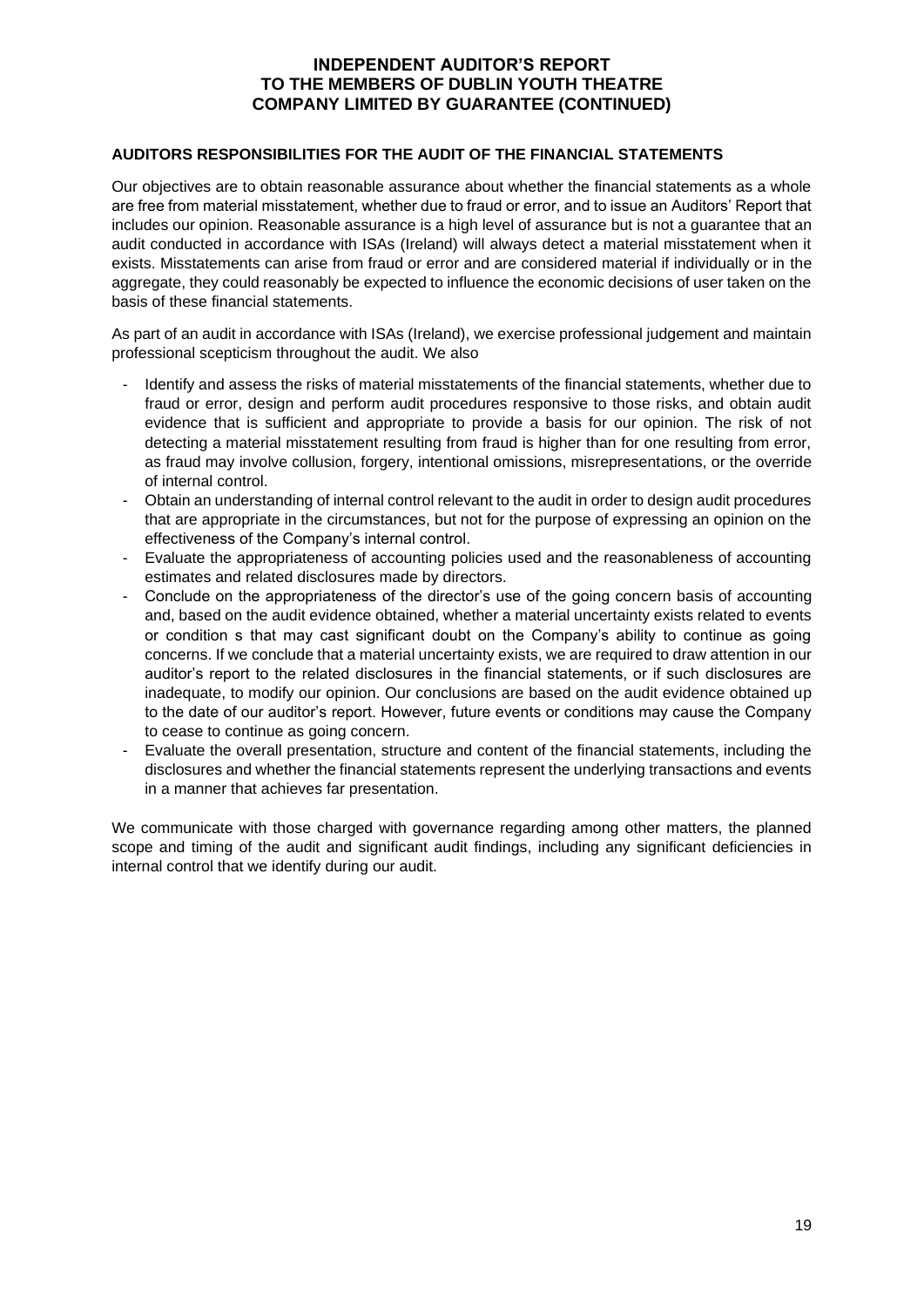# INDEPENDENT AUDITOR'S REPORT TO THE MEMBERS OF DUBLIN YOUTH THEATRE COMPANY LIMITED BY GUARANTEE (CONTINUED)

## AUDITORS RESPONSIBILITIES FOR THE AUDIT OF THE FINANCIAL STATEMENTS

Our objectives are to obtain reasonable assurance about whether the financial statements as a whole are free from material misstatement, whether due to fraud or error, and to issue an Auditors' Report that includes our opinion. Reasonable assurance is a high level of assurance but is not a guarantee that an audit conducted in accordance with ISAs (Ireland) will always detect a material misstatement when it exists. Misstatements can arise from fraud or error and are considered material if individually or in the aggregate, they could reasonably be expected to influence the economic decisions of user taken on the basis of these financial statements.

As part of an audit in accordance with ISAs (Ireland), we exercise professional judgement and maintain professional scepticism throughout the audit. We also

- Identify and assess the risks of material misstatements of the financial statements, whether due to fraud or error, design and perform audit procedures responsive to those risks, and obtain audit evidence that is sufficient and appropriate to provide a basis for our opinion. The risk of not detecting a material misstatement resulting from fraud is higher than for one resulting from error, as fraud may involve collusion, forgery, intentional omissions, misrepresentations, or the override of internal control.
- Obtain an understanding of internal control relevant to the audit in order to design audit procedures that are appropriate in the circumstances, but not for the purpose of expressing an opinion on the effectiveness of the Company's internal control.
- Evaluate the appropriateness of accounting policies used and the reasonableness of accounting estimates and related disclosures made by directors.
- Conclude on the appropriateness of the director's use of the going concern basis of accounting and, based on the audit evidence obtained, whether a material uncertainty exists related to events or condition s that may cast significant doubt on the Company's ability to continue as going concerns. If we conclude that a material uncertainty exists, we are required to draw attention in our auditor's report to the related disclosures in the financial statements, or if such disclosures are inadequate, to modify our opinion. Our conclusions are based on the audit evidence obtained up to the date of our auditor's report. However, future events or conditions may cause the Company to cease to continue as going concern.
- Evaluate the overall presentation, structure and content of the financial statements, including the disclosures and whether the financial statements represent the underlying transactions and events in a manner that achieves far presentation.

We communicate with those charged with governance regarding among other matters, the planned scope and timing of the audit and significant audit findings, including any significant deficiencies in internal control that we identify during our audit.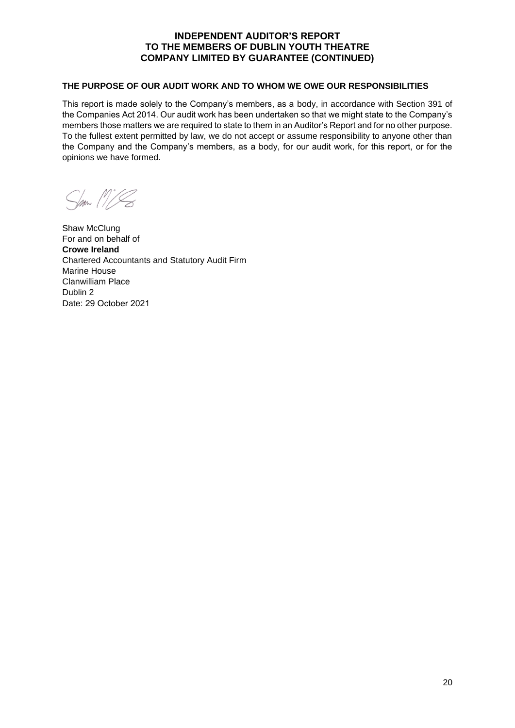# INDEPENDENT AUDITOR'S REPORT TO THE MEMBERS OF DUBLIN YOUTH THEATRE COMPANY LIMITED BY GUARANTEE (CONTINUED)

### THE PURPOSE OF OUR AUDIT WORK AND TO WHOM WE OWE OUR RESPONSIBILITIES

This report is made solely to the Company's members, as a body, in accordance with Section 391 of the Companies Act 2014. Our audit work has been undertaken so that we might state to the Company's members those matters we are required to state to them in an Auditor's Report and for no other purpose. To the fullest extent permitted by law, we do not accept or assume responsibility to anyone other than the Company and the Company's members, as a body, for our audit work, for this report, or for the opinions we have formed.

Shaw McClung
For and on behalf of
**Crowe Ireland**
Chartered Accountants and Statutory Audit Firm
Marine House
Clanwilliam Place
Dublin 2
Date: 29 October 2021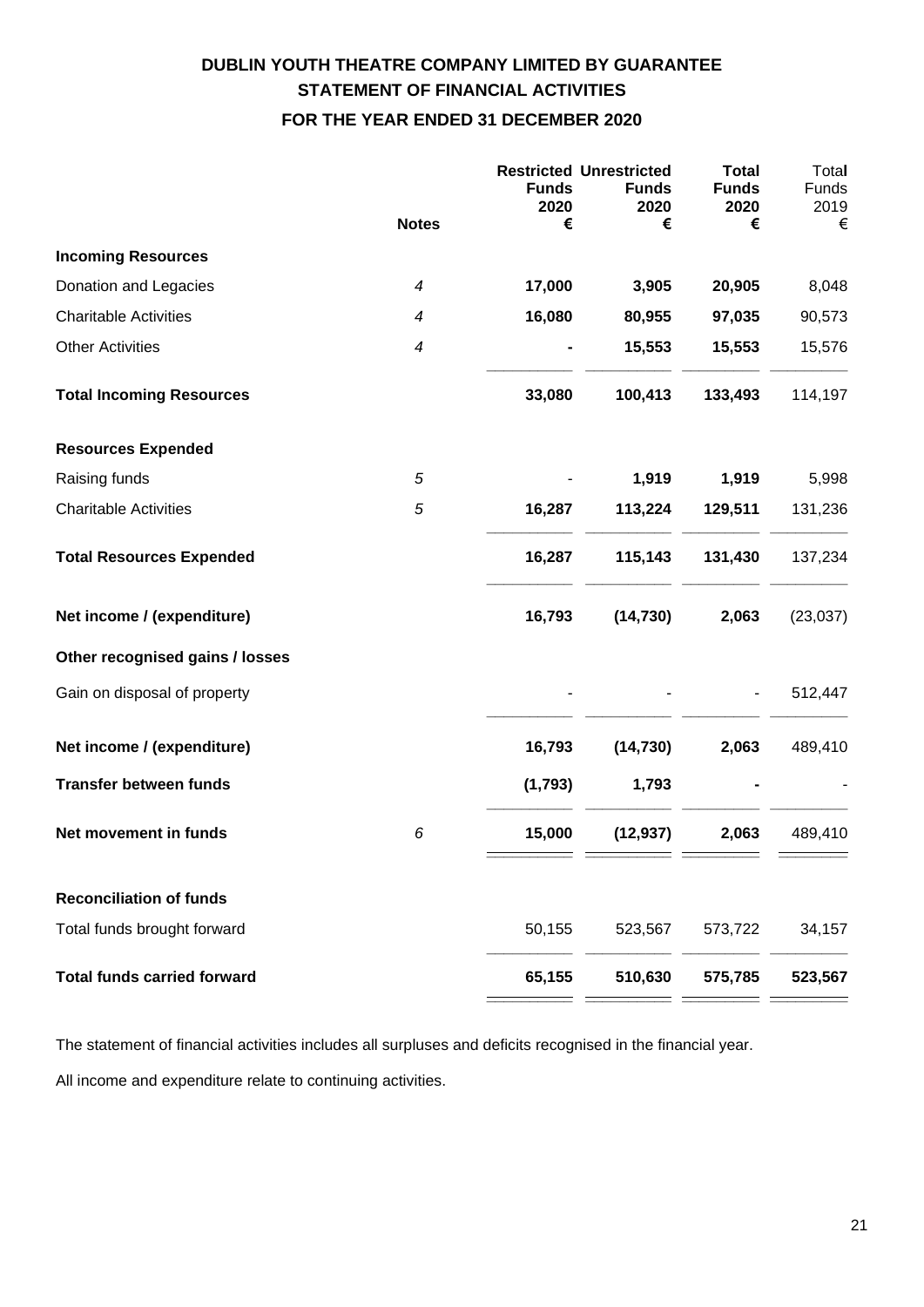# DUBLIN YOUTH THEATRE COMPANY LIMITED BY GUARANTEE

## STATEMENT OF FINANCIAL ACTIVITIES

## FOR THE YEAR ENDED 31 DECEMBER 2020

| | Notes | Restricted Funds 2020 € | Unrestricted Funds 2020 € | Total Funds 2020 € | Total Funds 2019 € |
|---|---|---|---|---|---|
| **Incoming Resources** | | | | | |
| Donation and Legacies | *4* | **17,000** | **3,905** | **20,905** | 8,048 |
| Charitable Activities | *4* | **16,080** | **80,955** | **97,035** | 90,573 |
| Other Activities | *4* | **-** | **15,553** | **15,553** | 15,576 |
| **Total Incoming Resources** | | **33,080** | **100,413** | **133,493** | 114,197 |
| **Resources Expended** | | | | | |
| Raising funds | *5* | - | **1,919** | **1,919** | 5,998 |
| Charitable Activities | *5* | **16,287** | **113,224** | **129,511** | 131,236 |
| **Total Resources Expended** | | **16,287** | **115,143** | **131,430** | 137,234 |
| **Net income / (expenditure)** | | **16,793** | **(14,730)** | **2,063** | (23,037) |
| **Other recognised gains / losses** | | | | | |
| Gain on disposal of property | | - | - | - | 512,447 |
| **Net income / (expenditure)** | | **16,793** | **(14,730)** | **2,063** | 489,410 |
| **Transfer between funds** | | **(1,793)** | **1,793** | **-** | - |
| **Net movement in funds** | *6* | **15,000** | **(12,937)** | **2,063** | 489,410 |
| **Reconciliation of funds** | | | | | |
| Total funds brought forward | | 50,155 | 523,567 | 573,722 | 34,157 |
| **Total funds carried forward** | | **65,155** | **510,630** | **575,785** | **523,567** |

The statement of financial activities includes all surpluses and deficits recognised in the financial year.

All income and expenditure relate to continuing activities.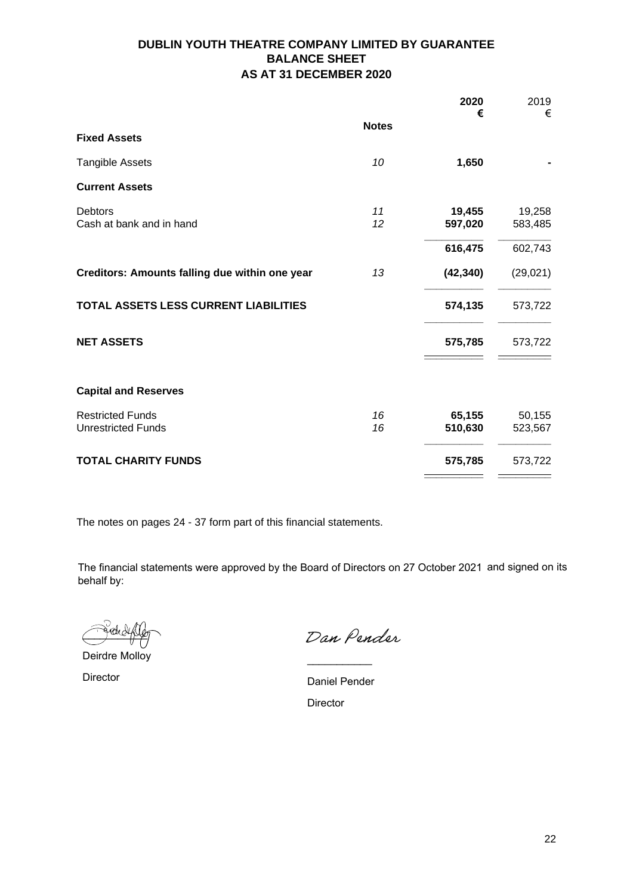# DUBLIN YOUTH THEATRE COMPANY LIMITED BY GUARANTEE
## BALANCE SHEET
## AS AT 31 DECEMBER 2020

| | Notes | 2020 € | 2019 € |
|---|---|---|---|
| **Fixed Assets** | | | |
| Tangible Assets | 10 | **1,650** | - |
| **Current Assets** | | | |
| Debtors | 11 | **19,455** | 19,258 |
| Cash at bank and in hand | 12 | **597,020** | 583,485 |
| | | **616,475** | 602,743 |
| **Creditors: Amounts falling due within one year** | 13 | **(42,340)** | (29,021) |
| **TOTAL ASSETS LESS CURRENT LIABILITIES** | | **574,135** | 573,722 |
| **NET ASSETS** | | **575,785** | 573,722 |
| **Capital and Reserves** | | | |
| Restricted Funds | 16 | **65,155** | 50,155 |
| Unrestricted Funds | 16 | **510,630** | 523,567 |
| **TOTAL CHARITY FUNDS** | | **575,785** | 573,722 |

The notes on pages 24 - 37 form part of this financial statements.

The financial statements were approved by the Board of Directors on 27 October 2021 and signed on its behalf by:

Deirdre Molloy
Director

Dan Pender

Daniel Pender
Director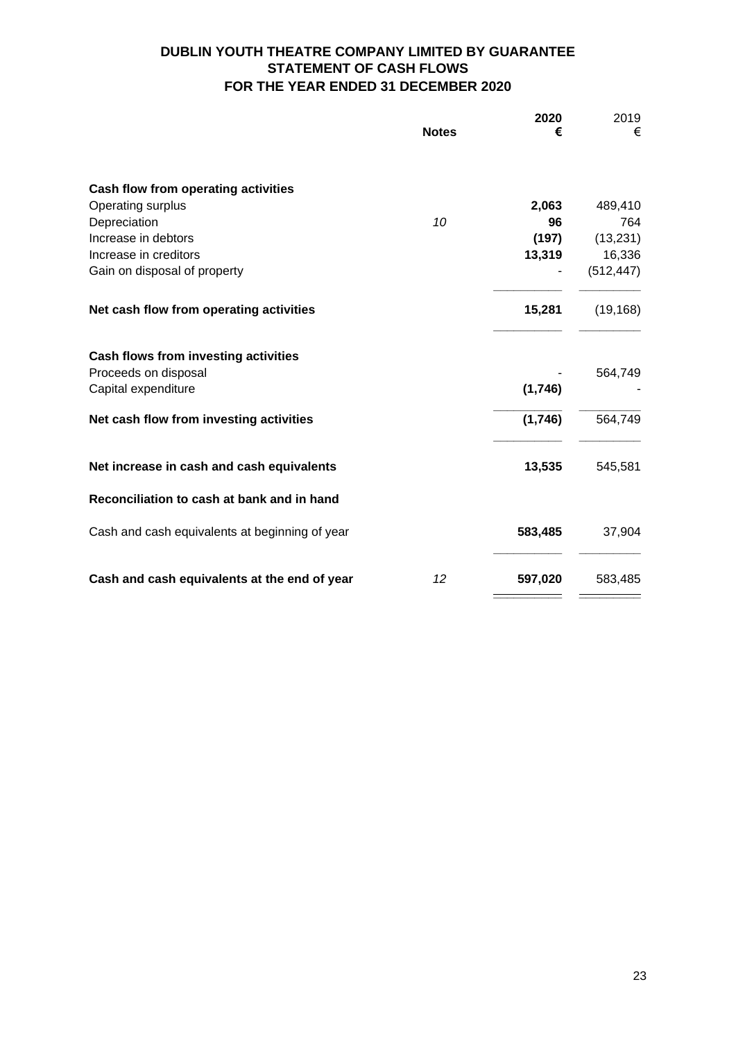# DUBLIN YOUTH THEATRE COMPANY LIMITED BY GUARANTEE
## STATEMENT OF CASH FLOWS
## FOR THE YEAR ENDED 31 DECEMBER 2020

| | Notes | 2020 € | 2019 € |
|---|---|---|---|
| **Cash flow from operating activities** | | | |
| Operating surplus | | **2,063** | 489,410 |
| Depreciation | *10* | **96** | 764 |
| Increase in debtors | | **(197)** | (13,231) |
| Increase in creditors | | **13,319** | 16,336 |
| Gain on disposal of property | | - | (512,447) |
| **Net cash flow from operating activities** | | **15,281** | (19,168) |
| **Cash flows from investing activities** | | | |
| Proceeds on disposal | | - | 564,749 |
| Capital expenditure | | **(1,746)** | - |
| **Net cash flow from investing activities** | | **(1,746)** | 564,749 |
| **Net increase in cash and cash equivalents** | | **13,535** | 545,581 |
| **Reconciliation to cash at bank and in hand** | | | |
| Cash and cash equivalents at beginning of year | | **583,485** | 37,904 |
| **Cash and cash equivalents at the end of year** | *12* | **597,020** | 583,485 |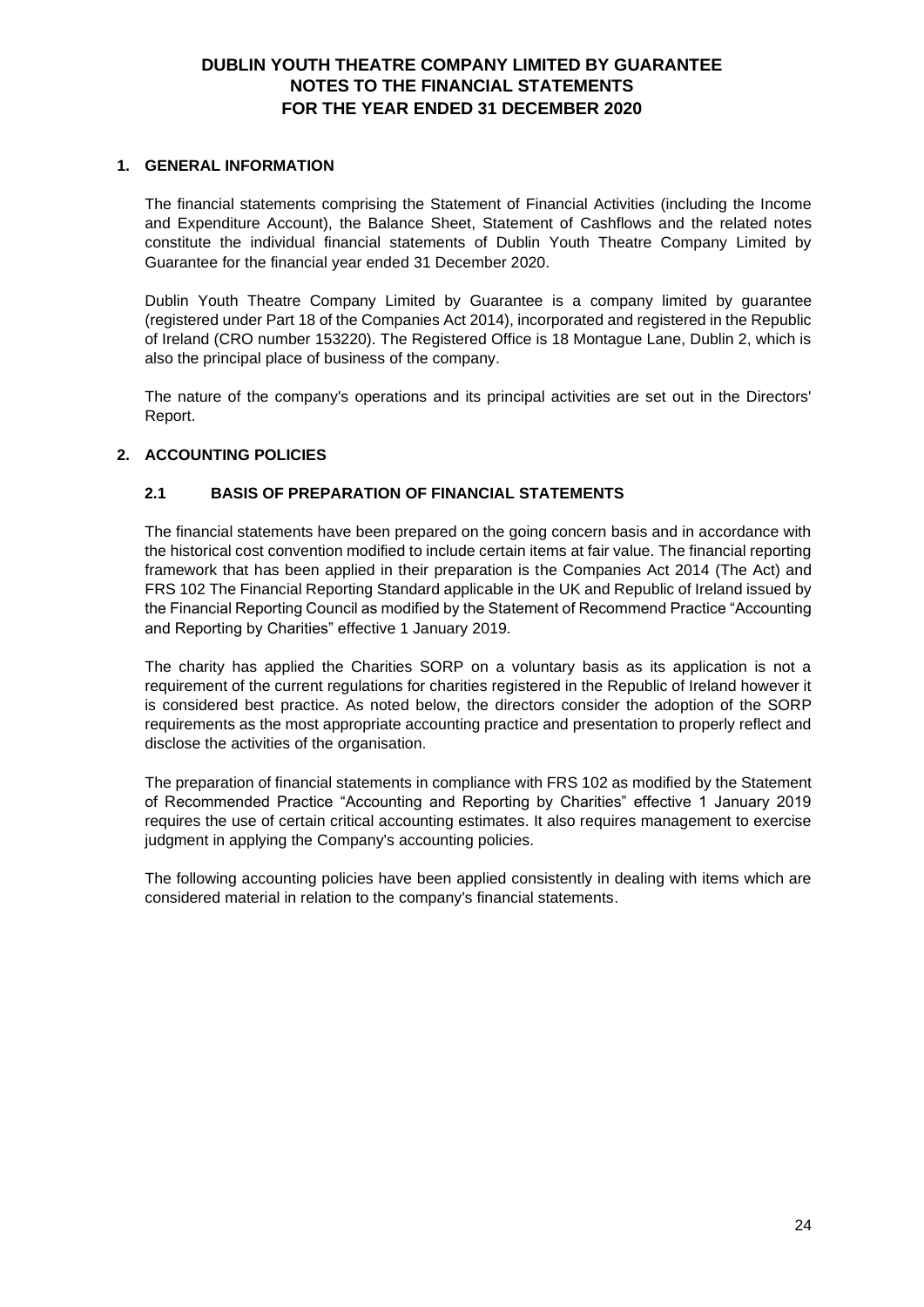# DUBLIN YOUTH THEATRE COMPANY LIMITED BY GUARANTEE
# NOTES TO THE FINANCIAL STATEMENTS
# FOR THE YEAR ENDED 31 DECEMBER 2020

## 1. GENERAL INFORMATION

The financial statements comprising the Statement of Financial Activities (including the Income and Expenditure Account), the Balance Sheet, Statement of Cashflows and the related notes constitute the individual financial statements of Dublin Youth Theatre Company Limited by Guarantee for the financial year ended 31 December 2020.

Dublin Youth Theatre Company Limited by Guarantee is a company limited by guarantee (registered under Part 18 of the Companies Act 2014), incorporated and registered in the Republic of Ireland (CRO number 153220). The Registered Office is 18 Montague Lane, Dublin 2, which is also the principal place of business of the company.

The nature of the company's operations and its principal activities are set out in the Directors' Report.

## 2. ACCOUNTING POLICIES

### 2.1 BASIS OF PREPARATION OF FINANCIAL STATEMENTS

The financial statements have been prepared on the going concern basis and in accordance with the historical cost convention modified to include certain items at fair value. The financial reporting framework that has been applied in their preparation is the Companies Act 2014 (The Act) and FRS 102 The Financial Reporting Standard applicable in the UK and Republic of Ireland issued by the Financial Reporting Council as modified by the Statement of Recommend Practice "Accounting and Reporting by Charities" effective 1 January 2019.

The charity has applied the Charities SORP on a voluntary basis as its application is not a requirement of the current regulations for charities registered in the Republic of Ireland however it is considered best practice. As noted below, the directors consider the adoption of the SORP requirements as the most appropriate accounting practice and presentation to properly reflect and disclose the activities of the organisation.

The preparation of financial statements in compliance with FRS 102 as modified by the Statement of Recommended Practice "Accounting and Reporting by Charities" effective 1 January 2019 requires the use of certain critical accounting estimates. It also requires management to exercise judgment in applying the Company's accounting policies.

The following accounting policies have been applied consistently in dealing with items which are considered material in relation to the company's financial statements.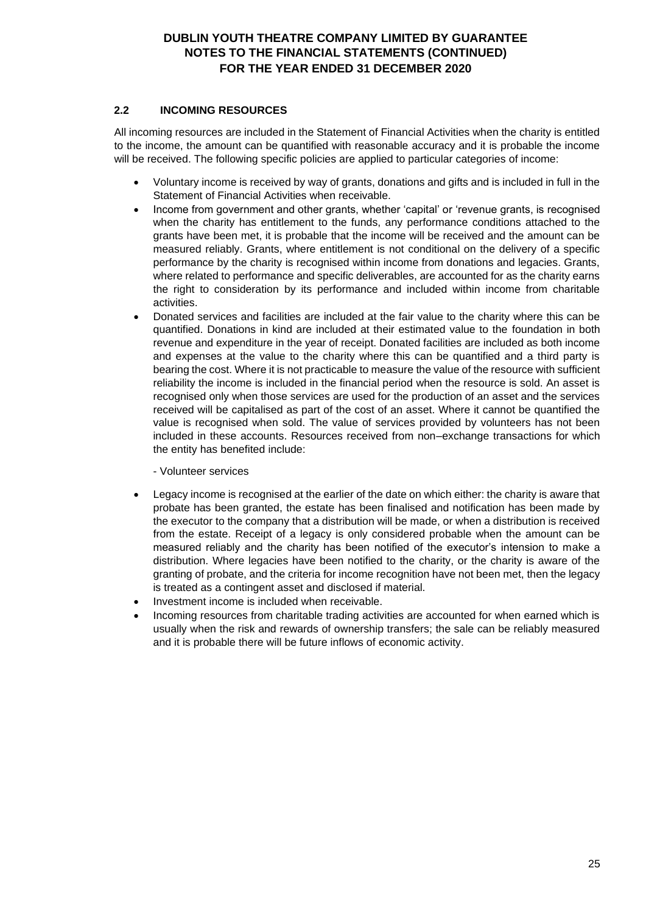## 2.2 INCOMING RESOURCES

All incoming resources are included in the Statement of Financial Activities when the charity is entitled to the income, the amount can be quantified with reasonable accuracy and it is probable the income will be received. The following specific policies are applied to particular categories of income:

- Voluntary income is received by way of grants, donations and gifts and is included in full in the Statement of Financial Activities when receivable.
- Income from government and other grants, whether 'capital' or 'revenue grants, is recognised when the charity has entitlement to the funds, any performance conditions attached to the grants have been met, it is probable that the income will be received and the amount can be measured reliably. Grants, where entitlement is not conditional on the delivery of a specific performance by the charity is recognised within income from donations and legacies. Grants, where related to performance and specific deliverables, are accounted for as the charity earns the right to consideration by its performance and included within income from charitable activities.
- Donated services and facilities are included at the fair value to the charity where this can be quantified. Donations in kind are included at their estimated value to the foundation in both revenue and expenditure in the year of receipt. Donated facilities are included as both income and expenses at the value to the charity where this can be quantified and a third party is bearing the cost. Where it is not practicable to measure the value of the resource with sufficient reliability the income is included in the financial period when the resource is sold. An asset is recognised only when those services are used for the production of an asset and the services received will be capitalised as part of the cost of an asset. Where it cannot be quantified the value is recognised when sold. The value of services provided by volunteers has not been included in these accounts. Resources received from non–exchange transactions for which the entity has benefited include:

  - Volunteer services

- Legacy income is recognised at the earlier of the date on which either: the charity is aware that probate has been granted, the estate has been finalised and notification has been made by the executor to the company that a distribution will be made, or when a distribution is received from the estate. Receipt of a legacy is only considered probable when the amount can be measured reliably and the charity has been notified of the executor's intension to make a distribution. Where legacies have been notified to the charity, or the charity is aware of the granting of probate, and the criteria for income recognition have not been met, then the legacy is treated as a contingent asset and disclosed if material.
- Investment income is included when receivable.
- Incoming resources from charitable trading activities are accounted for when earned which is usually when the risk and rewards of ownership transfers; the sale can be reliably measured and it is probable there will be future inflows of economic activity.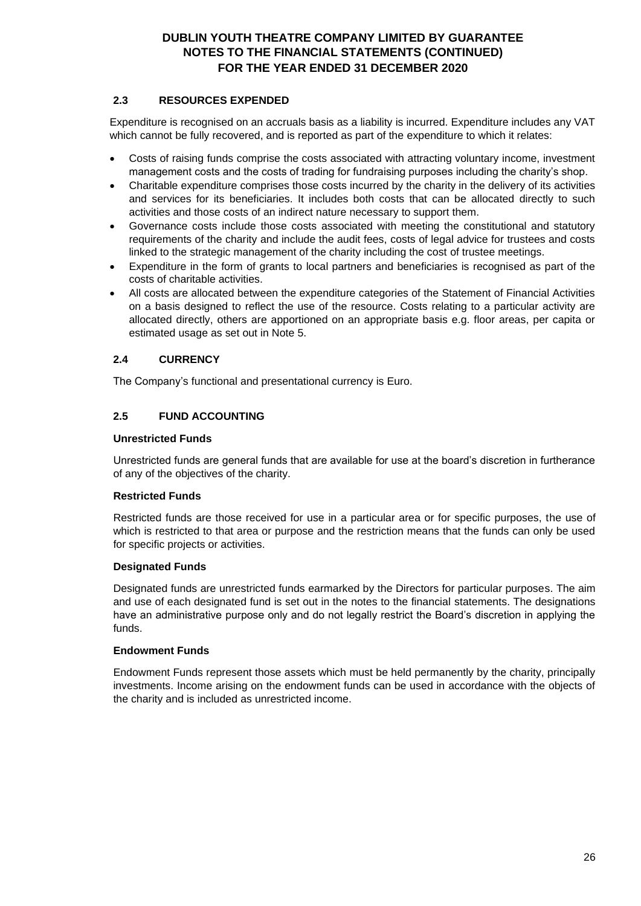### 2.3 RESOURCES EXPENDED

Expenditure is recognised on an accruals basis as a liability is incurred. Expenditure includes any VAT which cannot be fully recovered, and is reported as part of the expenditure to which it relates:

- Costs of raising funds comprise the costs associated with attracting voluntary income, investment management costs and the costs of trading for fundraising purposes including the charity's shop.
- Charitable expenditure comprises those costs incurred by the charity in the delivery of its activities and services for its beneficiaries. It includes both costs that can be allocated directly to such activities and those costs of an indirect nature necessary to support them.
- Governance costs include those costs associated with meeting the constitutional and statutory requirements of the charity and include the audit fees, costs of legal advice for trustees and costs linked to the strategic management of the charity including the cost of trustee meetings.
- Expenditure in the form of grants to local partners and beneficiaries is recognised as part of the costs of charitable activities.
- All costs are allocated between the expenditure categories of the Statement of Financial Activities on a basis designed to reflect the use of the resource. Costs relating to a particular activity are allocated directly, others are apportioned on an appropriate basis e.g. floor areas, per capita or estimated usage as set out in Note 5.

### 2.4 CURRENCY

The Company's functional and presentational currency is Euro.

### 2.5 FUND ACCOUNTING

**Unrestricted Funds**

Unrestricted funds are general funds that are available for use at the board's discretion in furtherance of any of the objectives of the charity.

**Restricted Funds**

Restricted funds are those received for use in a particular area or for specific purposes, the use of which is restricted to that area or purpose and the restriction means that the funds can only be used for specific projects or activities.

**Designated Funds**

Designated funds are unrestricted funds earmarked by the Directors for particular purposes. The aim and use of each designated fund is set out in the notes to the financial statements. The designations have an administrative purpose only and do not legally restrict the Board's discretion in applying the funds.

**Endowment Funds**

Endowment Funds represent those assets which must be held permanently by the charity, principally investments. Income arising on the endowment funds can be used in accordance with the objects of the charity and is included as unrestricted income.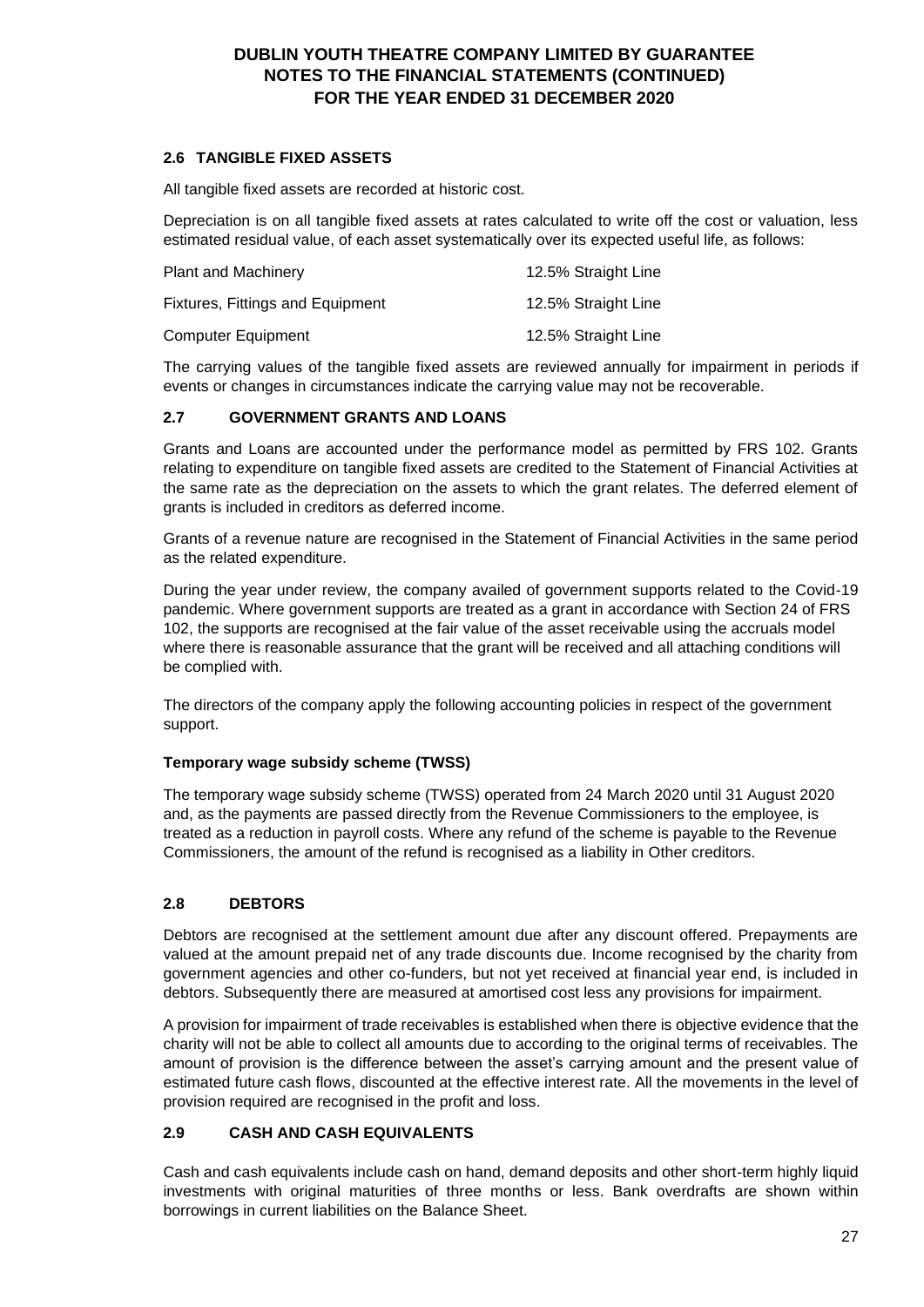# DUBLIN YOUTH THEATRE COMPANY LIMITED BY GUARANTEE
## NOTES TO THE FINANCIAL STATEMENTS (CONTINUED)
## FOR THE YEAR ENDED 31 DECEMBER 2020

### 2.6 TANGIBLE FIXED ASSETS

All tangible fixed assets are recorded at historic cost.

Depreciation is on all tangible fixed assets at rates calculated to write off the cost or valuation, less estimated residual value, of each asset systematically over its expected useful life, as follows:

| | |
|---|---|
| Plant and Machinery | 12.5% Straight Line |
| Fixtures, Fittings and Equipment | 12.5% Straight Line |
| Computer Equipment | 12.5% Straight Line |

The carrying values of the tangible fixed assets are reviewed annually for impairment in periods if events or changes in circumstances indicate the carrying value may not be recoverable.

### 2.7 GOVERNMENT GRANTS AND LOANS

Grants and Loans are accounted under the performance model as permitted by FRS 102. Grants relating to expenditure on tangible fixed assets are credited to the Statement of Financial Activities at the same rate as the depreciation on the assets to which the grant relates. The deferred element of grants is included in creditors as deferred income.

Grants of a revenue nature are recognised in the Statement of Financial Activities in the same period as the related expenditure.

During the year under review, the company availed of government supports related to the Covid-19 pandemic. Where government supports are treated as a grant in accordance with Section 24 of FRS 102, the supports are recognised at the fair value of the asset receivable using the accruals model where there is reasonable assurance that the grant will be received and all attaching conditions will be complied with.

The directors of the company apply the following accounting policies in respect of the government support.

**Temporary wage subsidy scheme (TWSS)**

The temporary wage subsidy scheme (TWSS) operated from 24 March 2020 until 31 August 2020 and, as the payments are passed directly from the Revenue Commissioners to the employee, is treated as a reduction in payroll costs. Where any refund of the scheme is payable to the Revenue Commissioners, the amount of the refund is recognised as a liability in Other creditors.

### 2.8 DEBTORS

Debtors are recognised at the settlement amount due after any discount offered. Prepayments are valued at the amount prepaid net of any trade discounts due. Income recognised by the charity from government agencies and other co-funders, but not yet received at financial year end, is included in debtors. Subsequently there are measured at amortised cost less any provisions for impairment.

A provision for impairment of trade receivables is established when there is objective evidence that the charity will not be able to collect all amounts due to according to the original terms of receivables. The amount of provision is the difference between the asset's carrying amount and the present value of estimated future cash flows, discounted at the effective interest rate. All the movements in the level of provision required are recognised in the profit and loss.

### 2.9 CASH AND CASH EQUIVALENTS

Cash and cash equivalents include cash on hand, demand deposits and other short-term highly liquid investments with original maturities of three months or less. Bank overdrafts are shown within borrowings in current liabilities on the Balance Sheet.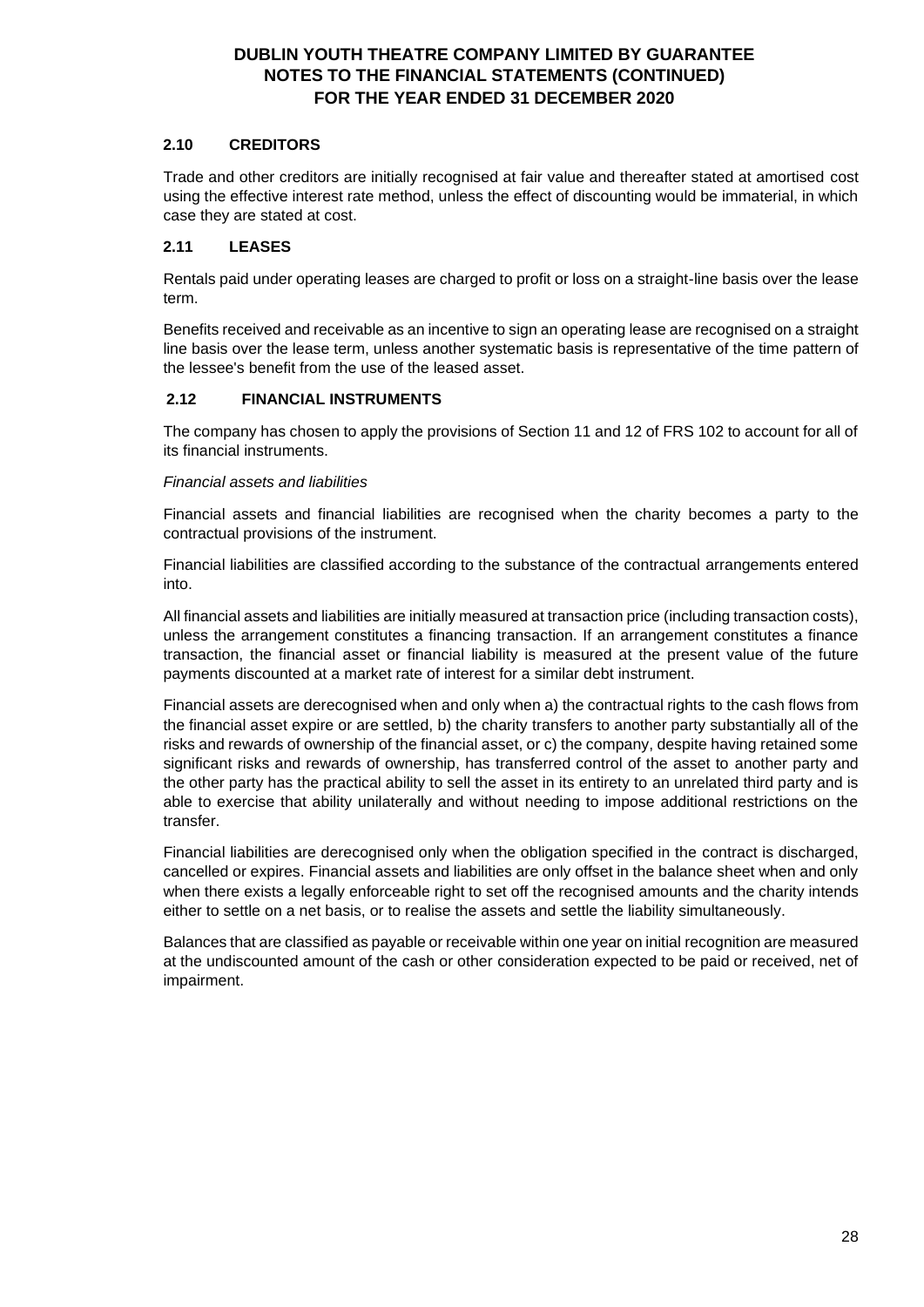## 2.10 CREDITORS

Trade and other creditors are initially recognised at fair value and thereafter stated at amortised cost using the effective interest rate method, unless the effect of discounting would be immaterial, in which case they are stated at cost.

## 2.11 LEASES

Rentals paid under operating leases are charged to profit or loss on a straight-line basis over the lease term.

Benefits received and receivable as an incentive to sign an operating lease are recognised on a straight line basis over the lease term, unless another systematic basis is representative of the time pattern of the lessee's benefit from the use of the leased asset.

## 2.12 FINANCIAL INSTRUMENTS

The company has chosen to apply the provisions of Section 11 and 12 of FRS 102 to account for all of its financial instruments.

*Financial assets and liabilities*

Financial assets and financial liabilities are recognised when the charity becomes a party to the contractual provisions of the instrument.

Financial liabilities are classified according to the substance of the contractual arrangements entered into.

All financial assets and liabilities are initially measured at transaction price (including transaction costs), unless the arrangement constitutes a financing transaction. If an arrangement constitutes a finance transaction, the financial asset or financial liability is measured at the present value of the future payments discounted at a market rate of interest for a similar debt instrument.

Financial assets are derecognised when and only when a) the contractual rights to the cash flows from the financial asset expire or are settled, b) the charity transfers to another party substantially all of the risks and rewards of ownership of the financial asset, or c) the company, despite having retained some significant risks and rewards of ownership, has transferred control of the asset to another party and the other party has the practical ability to sell the asset in its entirety to an unrelated third party and is able to exercise that ability unilaterally and without needing to impose additional restrictions on the transfer.

Financial liabilities are derecognised only when the obligation specified in the contract is discharged, cancelled or expires. Financial assets and liabilities are only offset in the balance sheet when and only when there exists a legally enforceable right to set off the recognised amounts and the charity intends either to settle on a net basis, or to realise the assets and settle the liability simultaneously.

Balances that are classified as payable or receivable within one year on initial recognition are measured at the undiscounted amount of the cash or other consideration expected to be paid or received, net of impairment.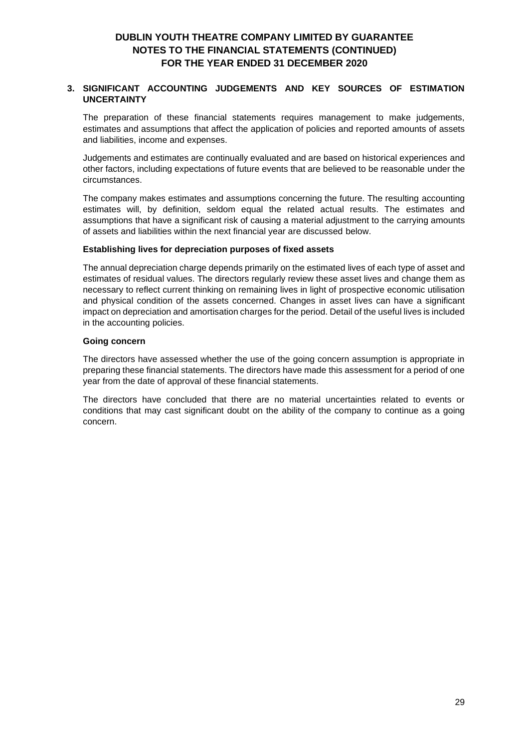## 3. SIGNIFICANT ACCOUNTING JUDGEMENTS AND KEY SOURCES OF ESTIMATION UNCERTAINTY

The preparation of these financial statements requires management to make judgements, estimates and assumptions that affect the application of policies and reported amounts of assets and liabilities, income and expenses.

Judgements and estimates are continually evaluated and are based on historical experiences and other factors, including expectations of future events that are believed to be reasonable under the circumstances.

The company makes estimates and assumptions concerning the future. The resulting accounting estimates will, by definition, seldom equal the related actual results. The estimates and assumptions that have a significant risk of causing a material adjustment to the carrying amounts of assets and liabilities within the next financial year are discussed below.

**Establishing lives for depreciation purposes of fixed assets**

The annual depreciation charge depends primarily on the estimated lives of each type of asset and estimates of residual values. The directors regularly review these asset lives and change them as necessary to reflect current thinking on remaining lives in light of prospective economic utilisation and physical condition of the assets concerned. Changes in asset lives can have a significant impact on depreciation and amortisation charges for the period. Detail of the useful lives is included in the accounting policies.

**Going concern**

The directors have assessed whether the use of the going concern assumption is appropriate in preparing these financial statements. The directors have made this assessment for a period of one year from the date of approval of these financial statements.

The directors have concluded that there are no material uncertainties related to events or conditions that may cast significant doubt on the ability of the company to continue as a going concern.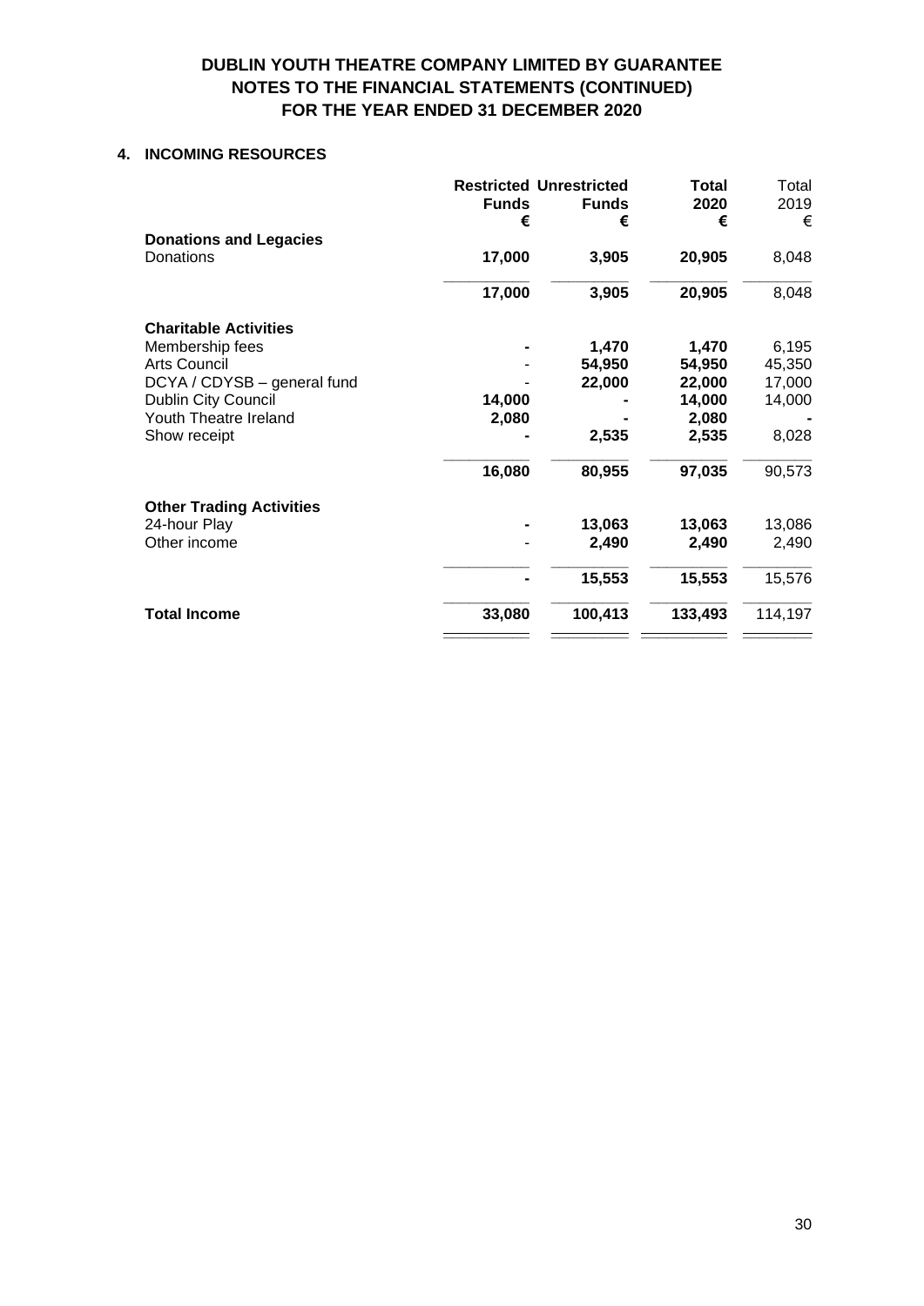# DUBLIN YOUTH THEATRE COMPANY LIMITED BY GUARANTEE
## NOTES TO THE FINANCIAL STATEMENTS (CONTINUED)
## FOR THE YEAR ENDED 31 DECEMBER 2020

### 4. INCOMING RESOURCES

| | Restricted Funds € | Unrestricted Funds € | Total 2020 € | Total 2019 € |
|---|---|---|---|---|
| **Donations and Legacies** | | | | |
| Donations | **17,000** | **3,905** | **20,905** | 8,048 |
| | **17,000** | **3,905** | **20,905** | 8,048 |
| **Charitable Activities** | | | | |
| Membership fees | **-** | **1,470** | **1,470** | 6,195 |
| Arts Council | - | **54,950** | **54,950** | 45,350 |
| DCYA / CDYSB – general fund | - | **22,000** | **22,000** | 17,000 |
| Dublin City Council | **14,000** | **-** | **14,000** | 14,000 |
| Youth Theatre Ireland | **2,080** | **-** | **2,080** | - |
| Show receipt | **-** | **2,535** | **2,535** | 8,028 |
| | **16,080** | **80,955** | **97,035** | 90,573 |
| **Other Trading Activities** | | | | |
| 24-hour Play | **-** | **13,063** | **13,063** | 13,086 |
| Other income | - | **2,490** | **2,490** | 2,490 |
| | **-** | **15,553** | **15,553** | 15,576 |
| **Total Income** | **33,080** | **100,413** | **133,493** | 114,197 |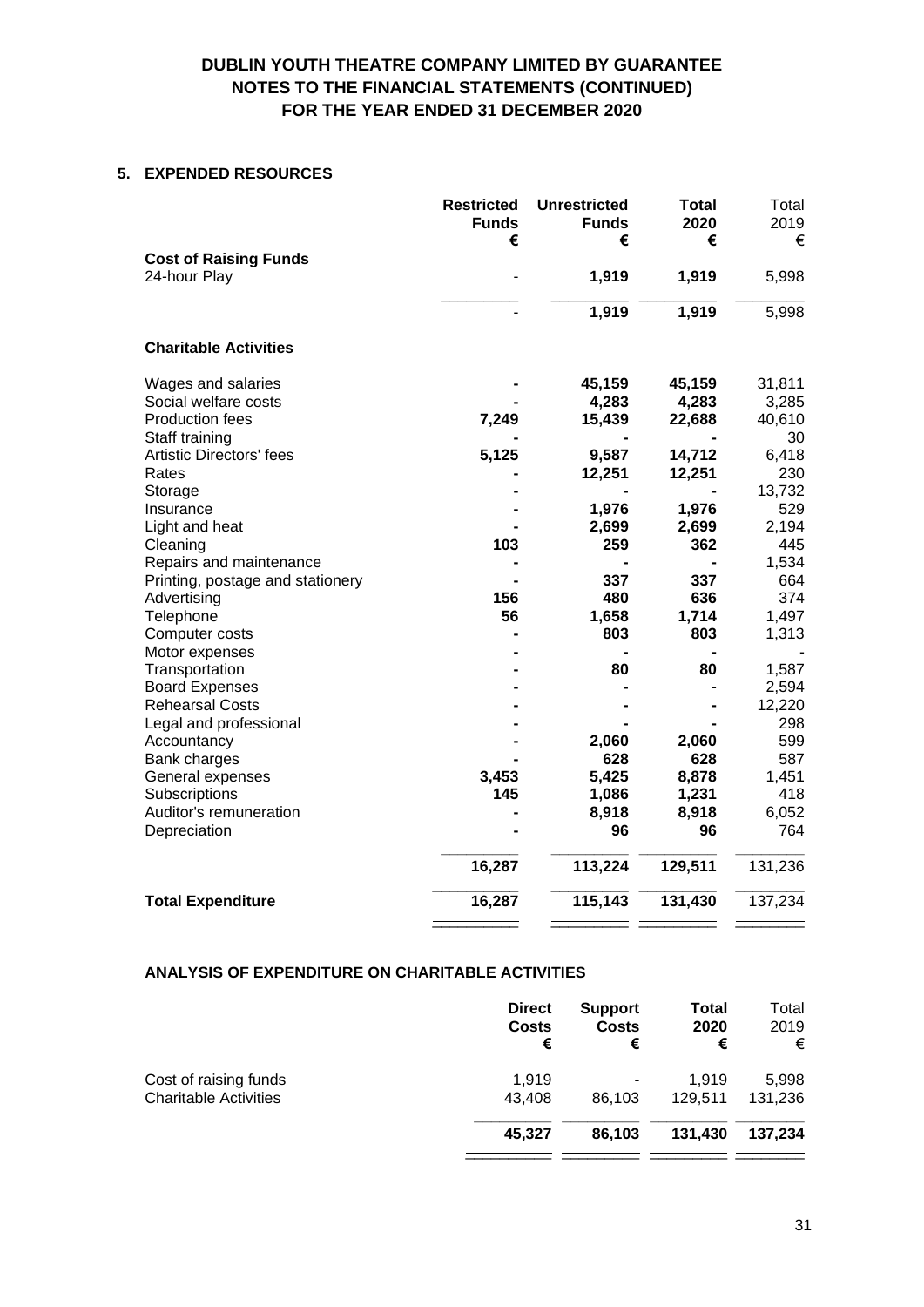# DUBLIN YOUTH THEATRE COMPANY LIMITED BY GUARANTEE
## NOTES TO THE FINANCIAL STATEMENTS (CONTINUED)
## FOR THE YEAR ENDED 31 DECEMBER 2020

### 5. EXPENDED RESOURCES

| | Restricted Funds € | Unrestricted Funds € | Total 2020 € | Total 2019 € |
|---|---|---|---|---|
| **Cost of Raising Funds** | | | | |
| 24-hour Play | - | 1,919 | 1,919 | 5,998 |
| | - | 1,919 | 1,919 | 5,998 |
| **Charitable Activities** | | | | |
| Wages and salaries | - | 45,159 | 45,159 | 31,811 |
| Social welfare costs | - | 4,283 | 4,283 | 3,285 |
| Production fees | 7,249 | 15,439 | 22,688 | 40,610 |
| Staff training | - | - | - | 30 |
| Artistic Directors' fees | 5,125 | 9,587 | 14,712 | 6,418 |
| Rates | - | 12,251 | 12,251 | 230 |
| Storage | - | - | - | 13,732 |
| Insurance | - | 1,976 | 1,976 | 529 |
| Light and heat | - | 2,699 | 2,699 | 2,194 |
| Cleaning | 103 | 259 | 362 | 445 |
| Repairs and maintenance | - | - | - | 1,534 |
| Printing, postage and stationery | - | 337 | 337 | 664 |
| Advertising | 156 | 480 | 636 | 374 |
| Telephone | 56 | 1,658 | 1,714 | 1,497 |
| Computer costs | - | 803 | 803 | 1,313 |
| Motor expenses | - | - | - | - |
| Transportation | - | 80 | 80 | 1,587 |
| Board Expenses | - | - | - | 2,594 |
| Rehearsal Costs | - | - | - | 12,220 |
| Legal and professional | - | - | - | 298 |
| Accountancy | - | 2,060 | 2,060 | 599 |
| Bank charges | - | 628 | 628 | 587 |
| General expenses | 3,453 | 5,425 | 8,878 | 1,451 |
| Subscriptions | 145 | 1,086 | 1,231 | 418 |
| Auditor's remuneration | - | 8,918 | 8,918 | 6,052 |
| Depreciation | - | 96 | 96 | 764 |
| | 16,287 | 113,224 | 129,511 | 131,236 |
| **Total Expenditure** | 16,287 | 115,143 | 131,430 | 137,234 |

### ANALYSIS OF EXPENDITURE ON CHARITABLE ACTIVITIES

| | Direct Costs € | Support Costs € | Total 2020 € | Total 2019 € |
|---|---|---|---|---|
| Cost of raising funds | 1,919 | - | 1,919 | 5,998 |
| Charitable Activities | 43,408 | 86,103 | 129,511 | 131,236 |
| | 45,327 | 86,103 | 131,430 | 137,234 |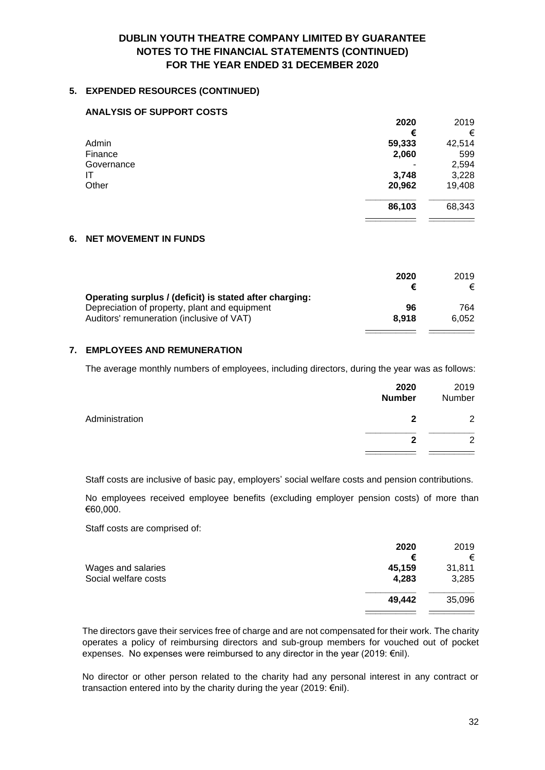# DUBLIN YOUTH THEATRE COMPANY LIMITED BY GUARANTEE
# NOTES TO THE FINANCIAL STATEMENTS (CONTINUED)
# FOR THE YEAR ENDED 31 DECEMBER 2020

## 5. EXPENDED RESOURCES (CONTINUED)

### ANALYSIS OF SUPPORT COSTS

| | **2020** | 2019 |
|---|---|---|
| | **€** | € |
| Admin | **59,333** | 42,514 |
| Finance | **2,060** | 599 |
| Governance | - | 2,594 |
| IT | **3,748** | 3,228 |
| Other | **20,962** | 19,408 |
| | **86,103** | 68,343 |

## 6. NET MOVEMENT IN FUNDS

| | **2020** | 2019 |
|---|---|---|
| | **€** | € |
| **Operating surplus / (deficit) is stated after charging:** | | |
| Depreciation of property, plant and equipment | **96** | 764 |
| Auditors' remuneration (inclusive of VAT) | **8,918** | 6,052 |

## 7. EMPLOYEES AND REMUNERATION

The average monthly numbers of employees, including directors, during the year was as follows:

| | **2020** | 2019 |
|---|---|---|
| | **Number** | Number |
| Administration | **2** | 2 |
| | **2** | 2 |

Staff costs are inclusive of basic pay, employers' social welfare costs and pension contributions.

No employees received employee benefits (excluding employer pension costs) of more than €60,000.

Staff costs are comprised of:

| | **2020** | 2019 |
|---|---|---|
| | **€** | € |
| Wages and salaries | **45,159** | 31,811 |
| Social welfare costs | **4,283** | 3,285 |
| | **49,442** | 35,096 |

The directors gave their services free of charge and are not compensated for their work. The charity operates a policy of reimbursing directors and sub-group members for vouched out of pocket expenses. No expenses were reimbursed to any director in the year (2019: €nil).

No director or other person related to the charity had any personal interest in any contract or transaction entered into by the charity during the year (2019: €nil).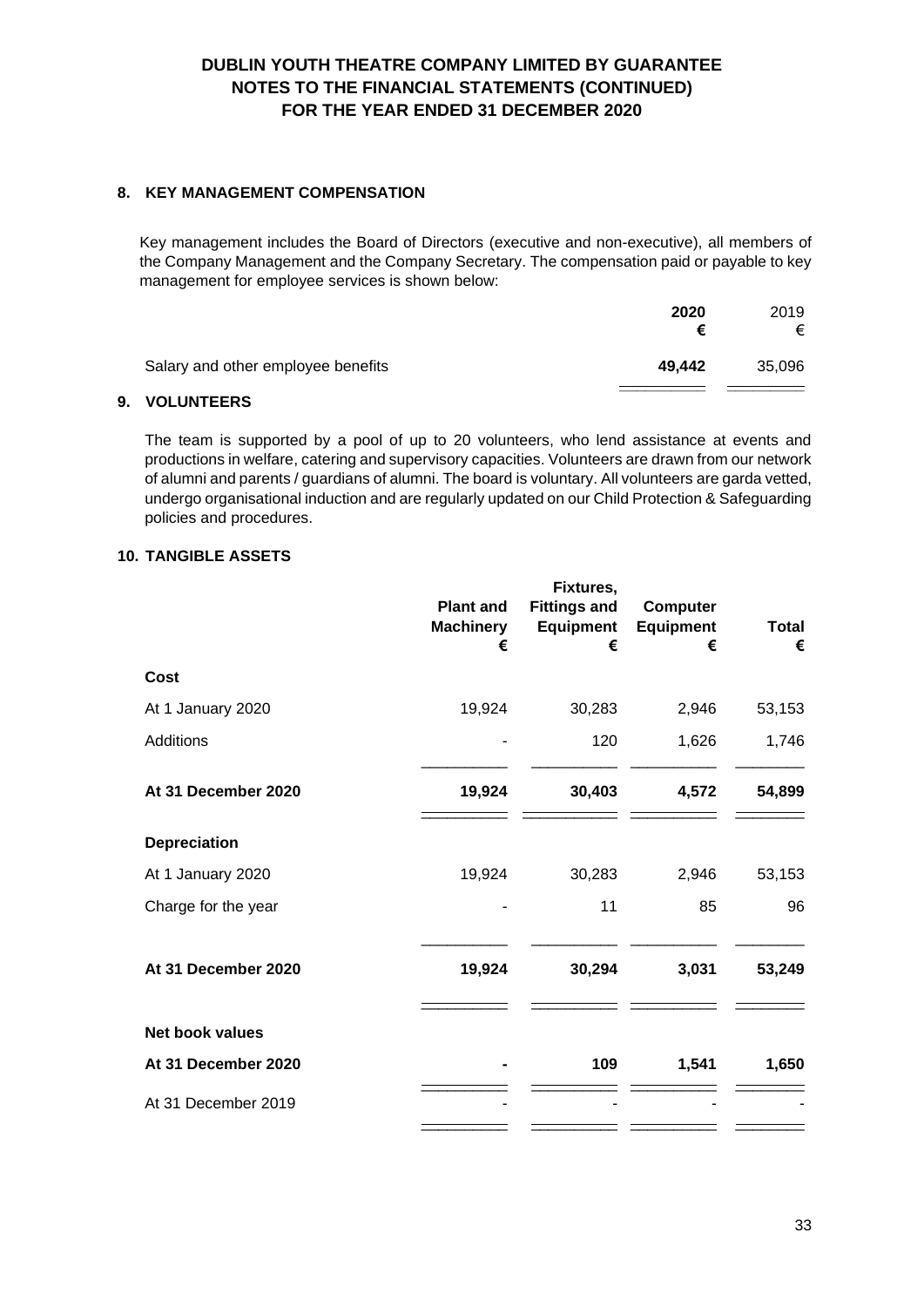# DUBLIN YOUTH THEATRE COMPANY LIMITED BY GUARANTEE
## NOTES TO THE FINANCIAL STATEMENTS (CONTINUED)
## FOR THE YEAR ENDED 31 DECEMBER 2020

### 8. KEY MANAGEMENT COMPENSATION

Key management includes the Board of Directors (executive and non-executive), all members of the Company Management and the Company Secretary. The compensation paid or payable to key management for employee services is shown below:

| | **2020** **€** | 2019 € |
|---|---|---|
| Salary and other employee benefits | **49,442** | 35,096 |

### 9. VOLUNTEERS

The team is supported by a pool of up to 20 volunteers, who lend assistance at events and productions in welfare, catering and supervisory capacities. Volunteers are drawn from our network of alumni and parents / guardians of alumni. The board is voluntary. All volunteers are garda vetted, undergo organisational induction and are regularly updated on our Child Protection & Safeguarding policies and procedures.

### 10. TANGIBLE ASSETS

| | **Plant and Machinery** **€** | **Fixtures, Fittings and Equipment** **€** | **Computer Equipment** **€** | **Total** **€** |
|---|---|---|---|---|
| **Cost** | | | | |
| At 1 January 2020 | 19,924 | 30,283 | 2,946 | 53,153 |
| Additions | - | 120 | 1,626 | 1,746 |
| **At 31 December 2020** | **19,924** | **30,403** | **4,572** | **54,899** |
| **Depreciation** | | | | |
| At 1 January 2020 | 19,924 | 30,283 | 2,946 | 53,153 |
| Charge for the year | - | 11 | 85 | 96 |
| **At 31 December 2020** | **19,924** | **30,294** | **3,031** | **53,249** |
| **Net book values** | | | | |
| **At 31 December 2020** | **-** | **109** | **1,541** | **1,650** |
| At 31 December 2019 | - | - | - | - |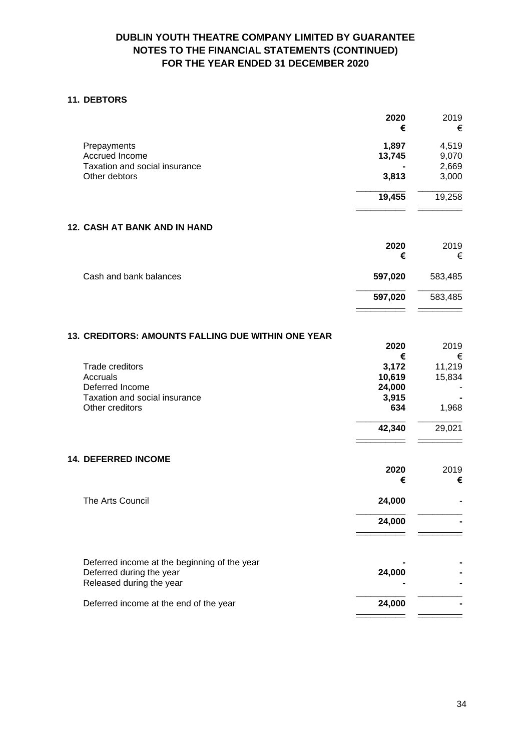# DUBLIN YOUTH THEATRE COMPANY LIMITED BY GUARANTEE
# NOTES TO THE FINANCIAL STATEMENTS (CONTINUED)
# FOR THE YEAR ENDED 31 DECEMBER 2020

## 11. DEBTORS

| | **2020** | 2019 |
|---|---|---|
| | **€** | € |
| Prepayments | **1,897** | 4,519 |
| Accrued Income | **13,745** | 9,070 |
| Taxation and social insurance | **-** | 2,669 |
| Other debtors | **3,813** | 3,000 |
| | **19,455** | 19,258 |

## 12. CASH AT BANK AND IN HAND

| | **2020** | 2019 |
|---|---|---|
| | **€** | € |
| Cash and bank balances | **597,020** | 583,485 |
| | **597,020** | 583,485 |

## 13. CREDITORS: AMOUNTS FALLING DUE WITHIN ONE YEAR

| | **2020** | 2019 |
|---|---|---|
| | **€** | € |
| Trade creditors | **3,172** | 11,219 |
| Accruals | **10,619** | 15,834 |
| Deferred Income | **24,000** | - |
| Taxation and social insurance | **3,915** | **-** |
| Other creditors | **634** | 1,968 |
| | **42,340** | 29,021 |

## 14. DEFERRED INCOME

| | **2020** | 2019 |
|---|---|---|
| | **€** | **€** |
| The Arts Council | **24,000** | - |
| | **24,000** | **-** |

| | | |
|---|---|---|
| Deferred income at the beginning of the year | **-** | **-** |
| Deferred during the year | **24,000** | **-** |
| Released during the year | **-** | **-** |
| Deferred income at the end of the year | **24,000** | **-** |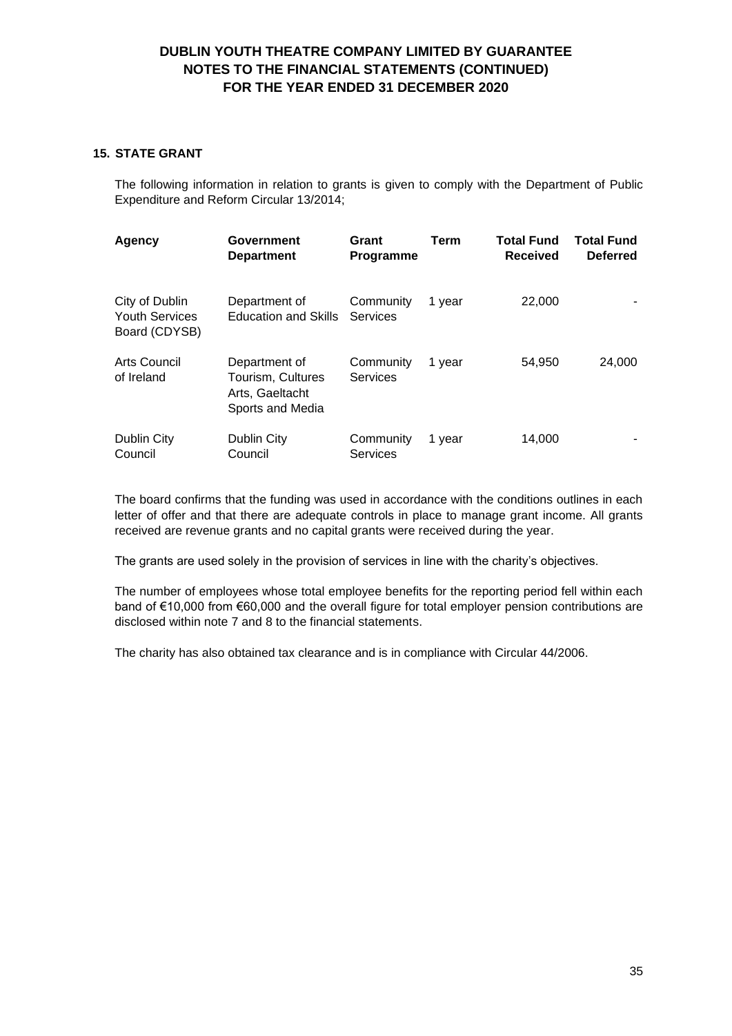## 15. STATE GRANT

The following information in relation to grants is given to comply with the Department of Public Expenditure and Reform Circular 13/2014;

| Agency | Government Department | Grant Programme | Term | Total Fund Received | Total Fund Deferred |
|---|---|---|---|---|---|
| City of Dublin Youth Services Board (CDYSB) | Department of Education and Skills | Community Services | 1 year | 22,000 | - |
| Arts Council of Ireland | Department of Tourism, Cultures Arts, Gaeltacht Sports and Media | Community Services | 1 year | 54,950 | 24,000 |
| Dublin City Council | Dublin City Council | Community Services | 1 year | 14,000 | - |

The board confirms that the funding was used in accordance with the conditions outlines in each letter of offer and that there are adequate controls in place to manage grant income. All grants received are revenue grants and no capital grants were received during the year.

The grants are used solely in the provision of services in line with the charity's objectives.

The number of employees whose total employee benefits for the reporting period fell within each band of €10,000 from €60,000 and the overall figure for total employer pension contributions are disclosed within note 7 and 8 to the financial statements.

The charity has also obtained tax clearance and is in compliance with Circular 44/2006.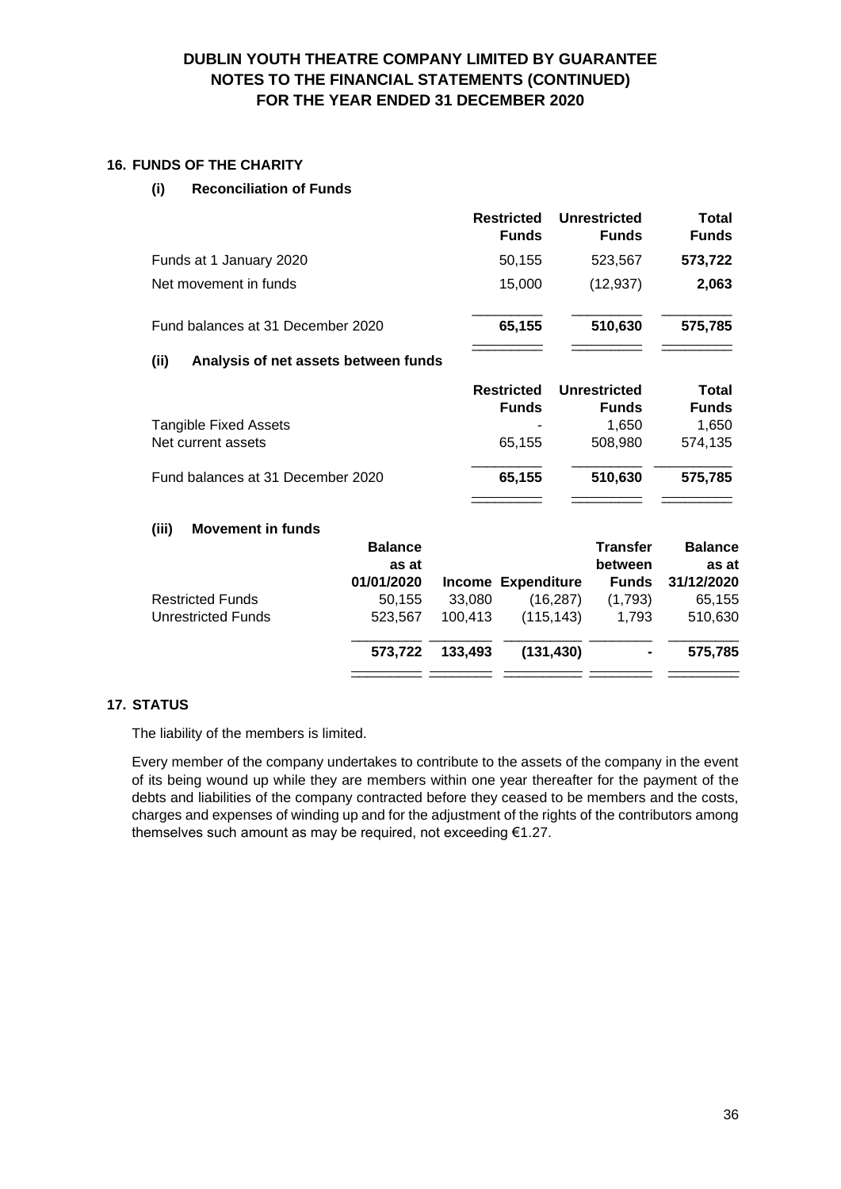# DUBLIN YOUTH THEATRE COMPANY LIMITED BY GUARANTEE
## NOTES TO THE FINANCIAL STATEMENTS (CONTINUED)
## FOR THE YEAR ENDED 31 DECEMBER 2020

### 16. FUNDS OF THE CHARITY

#### (i) Reconciliation of Funds

| | Restricted Funds | Unrestricted Funds | Total Funds |
|---|---|---|---|
| Funds at 1 January 2020 | 50,155 | 523,567 | **573,722** |
| Net movement in funds | 15,000 | (12,937) | **2,063** |
| Fund balances at 31 December 2020 | **65,155** | **510,630** | **575,785** |

#### (ii) Analysis of net assets between funds

| | Restricted Funds | Unrestricted Funds | Total Funds |
|---|---|---|---|
| Tangible Fixed Assets | - | 1,650 | 1,650 |
| Net current assets | 65,155 | 508,980 | 574,135 |
| Fund balances at 31 December 2020 | **65,155** | **510,630** | **575,785** |

#### (iii) Movement in funds

| | Balance as at 01/01/2020 | Income | Expenditure | Transfer between Funds | Balance as at 31/12/2020 |
|---|---|---|---|---|---|
| Restricted Funds | 50,155 | 33,080 | (16,287) | (1,793) | 65,155 |
| Unrestricted Funds | 523,567 | 100,413 | (115,143) | 1,793 | 510,630 |
| | **573,722** | **133,493** | **(131,430)** | **-** | **575,785** |

### 17. STATUS

The liability of the members is limited.

Every member of the company undertakes to contribute to the assets of the company in the event of its being wound up while they are members within one year thereafter for the payment of the debts and liabilities of the company contracted before they ceased to be members and the costs, charges and expenses of winding up and for the adjustment of the rights of the contributors among themselves such amount as may be required, not exceeding €1.27.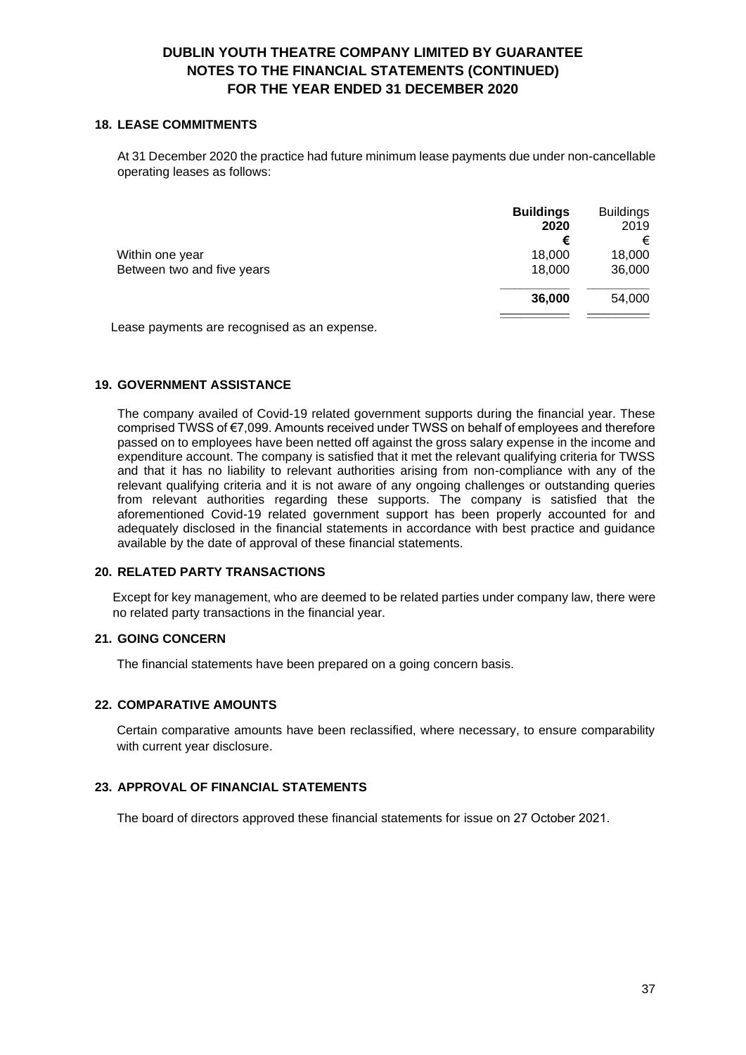# DUBLIN YOUTH THEATRE COMPANY LIMITED BY GUARANTEE
## NOTES TO THE FINANCIAL STATEMENTS (CONTINUED)
## FOR THE YEAR ENDED 31 DECEMBER 2020

### 18. LEASE COMMITMENTS

At 31 December 2020 the practice had future minimum lease payments due under non-cancellable operating leases as follows:

| | **Buildings 2020 €** | Buildings 2019 € |
|---|---|---|
| Within one year | 18,000 | 18,000 |
| Between two and five years | 18,000 | 36,000 |
| | **36,000** | 54,000 |

Lease payments are recognised as an expense.

### 19. GOVERNMENT ASSISTANCE

The company availed of Covid-19 related government supports during the financial year. These comprised TWSS of €7,099. Amounts received under TWSS on behalf of employees and therefore passed on to employees have been netted off against the gross salary expense in the income and expenditure account. The company is satisfied that it met the relevant qualifying criteria for TWSS and that it has no liability to relevant authorities arising from non-compliance with any of the relevant qualifying criteria and it is not aware of any ongoing challenges or outstanding queries from relevant authorities regarding these supports. The company is satisfied that the aforementioned Covid-19 related government support has been properly accounted for and adequately disclosed in the financial statements in accordance with best practice and guidance available by the date of approval of these financial statements.

### 20. RELATED PARTY TRANSACTIONS

Except for key management, who are deemed to be related parties under company law, there were no related party transactions in the financial year.

### 21. GOING CONCERN

The financial statements have been prepared on a going concern basis.

### 22. COMPARATIVE AMOUNTS

Certain comparative amounts have been reclassified, where necessary, to ensure comparability with current year disclosure.

### 23. APPROVAL OF FINANCIAL STATEMENTS

The board of directors approved these financial statements for issue on 27 October 2021.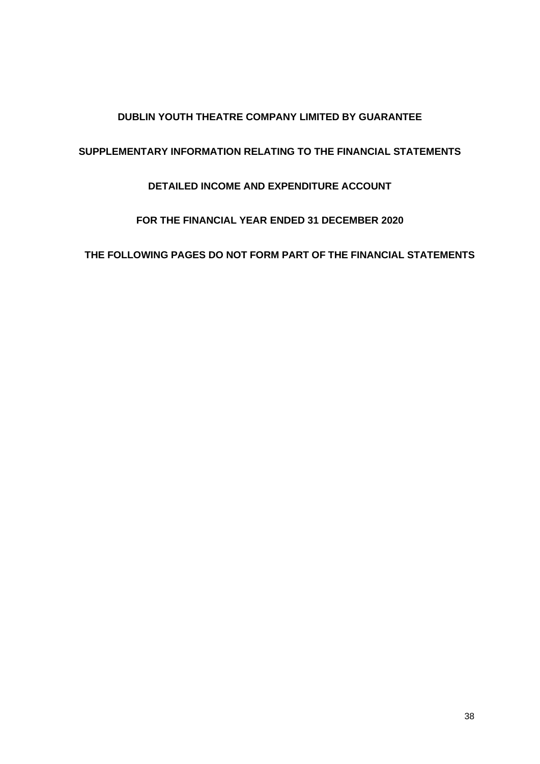# DUBLIN YOUTH THEATRE COMPANY LIMITED BY GUARANTEE

## SUPPLEMENTARY INFORMATION RELATING TO THE FINANCIAL STATEMENTS

## DETAILED INCOME AND EXPENDITURE ACCOUNT

## FOR THE FINANCIAL YEAR ENDED 31 DECEMBER 2020

**THE FOLLOWING PAGES DO NOT FORM PART OF THE FINANCIAL STATEMENTS**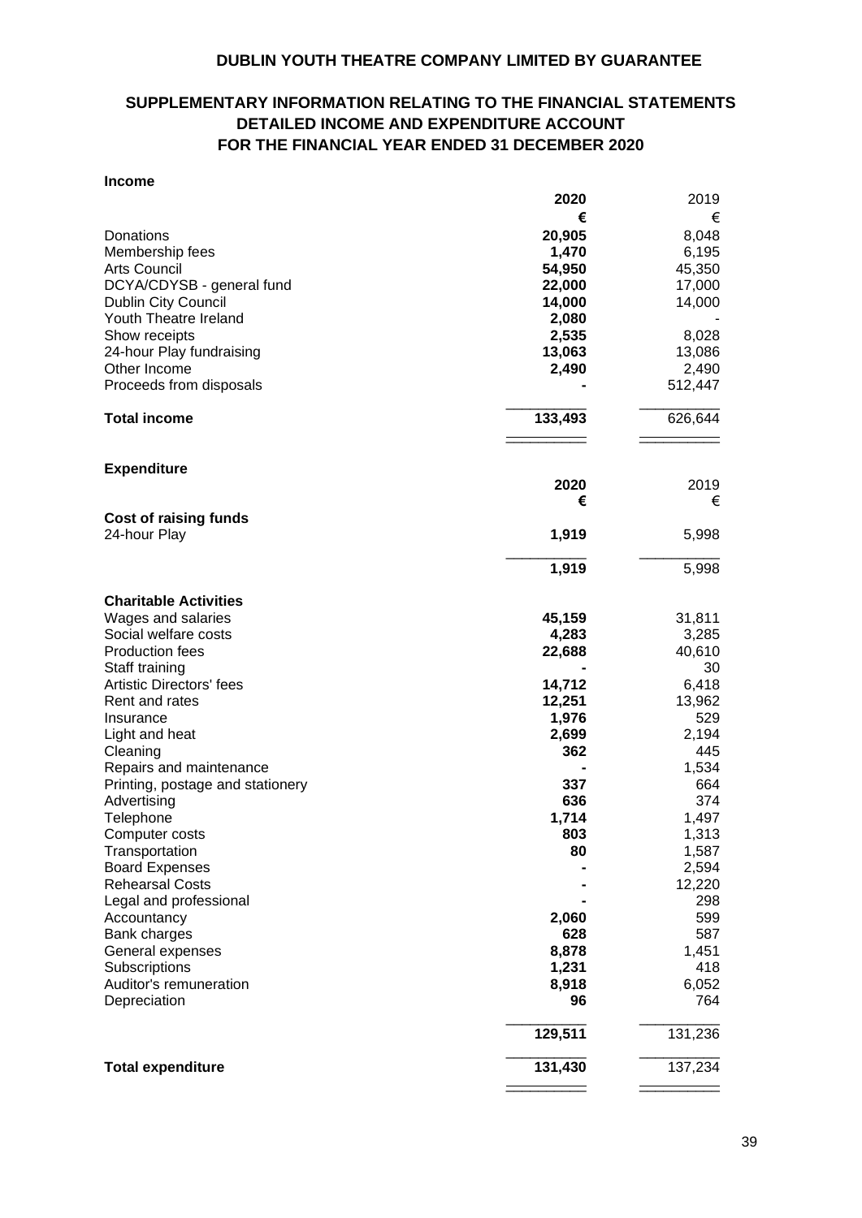# DUBLIN YOUTH THEATRE COMPANY LIMITED BY GUARANTEE

## SUPPLEMENTARY INFORMATION RELATING TO THE FINANCIAL STATEMENTS
## DETAILED INCOME AND EXPENDITURE ACCOUNT
## FOR THE FINANCIAL YEAR ENDED 31 DECEMBER 2020

**Income**

| | 2020 | 2019 |
|---|---|---|
| | € | € |
| Donations | 20,905 | 8,048 |
| Membership fees | 1,470 | 6,195 |
| Arts Council | 54,950 | 45,350 |
| DCYA/CDYSB - general fund | 22,000 | 17,000 |
| Dublin City Council | 14,000 | 14,000 |
| Youth Theatre Ireland | 2,080 | - |
| Show receipts | 2,535 | 8,028 |
| 24-hour Play fundraising | 13,063 | 13,086 |
| Other Income | 2,490 | 2,490 |
| Proceeds from disposals | - | 512,447 |
| **Total income** | **133,493** | 626,644 |

**Expenditure**

| | 2020 | 2019 |
|---|---|---|
| | € | € |
| **Cost of raising funds** | | |
| 24-hour Play | 1,919 | 5,998 |
| | 1,919 | 5,998 |
| **Charitable Activities** | | |
| Wages and salaries | 45,159 | 31,811 |
| Social welfare costs | 4,283 | 3,285 |
| Production fees | 22,688 | 40,610 |
| Staff training | - | 30 |
| Artistic Directors' fees | 14,712 | 6,418 |
| Rent and rates | 12,251 | 13,962 |
| Insurance | 1,976 | 529 |
| Light and heat | 2,699 | 2,194 |
| Cleaning | 362 | 445 |
| Repairs and maintenance | - | 1,534 |
| Printing, postage and stationery | 337 | 664 |
| Advertising | 636 | 374 |
| Telephone | 1,714 | 1,497 |
| Computer costs | 803 | 1,313 |
| Transportation | 80 | 1,587 |
| Board Expenses | - | 2,594 |
| Rehearsal Costs | - | 12,220 |
| Legal and professional | - | 298 |
| Accountancy | 2,060 | 599 |
| Bank charges | 628 | 587 |
| General expenses | 8,878 | 1,451 |
| Subscriptions | 1,231 | 418 |
| Auditor's remuneration | 8,918 | 6,052 |
| Depreciation | 96 | 764 |
| | 129,511 | 131,236 |
| **Total expenditure** | **131,430** | 137,234 |